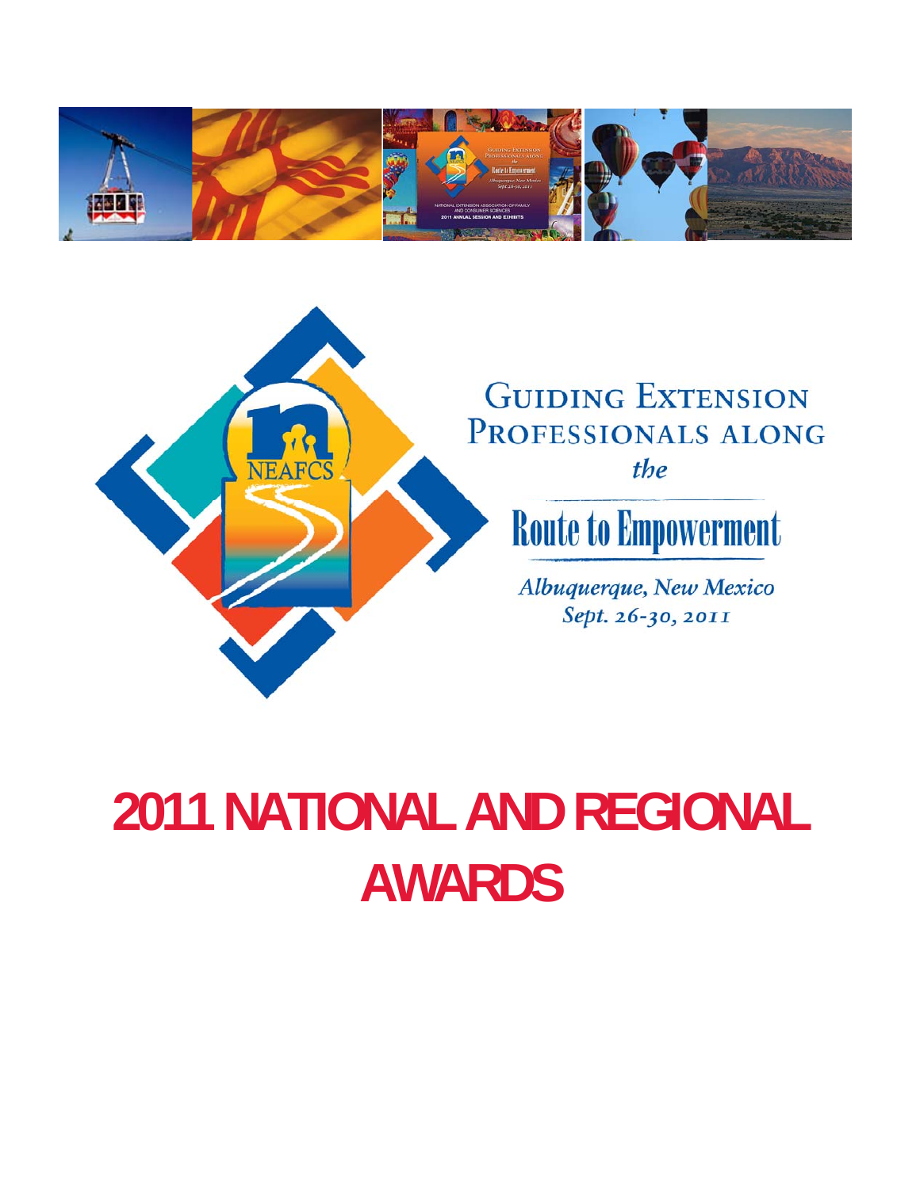GUIDING EXTENSION PROFESSIONALS ALONG *the*

Route to Empowerment

*Albuquerque, New Mexico*
*Sept. 26-30, 2011*

# 2011 NATIONAL AND REGIONAL AWARDS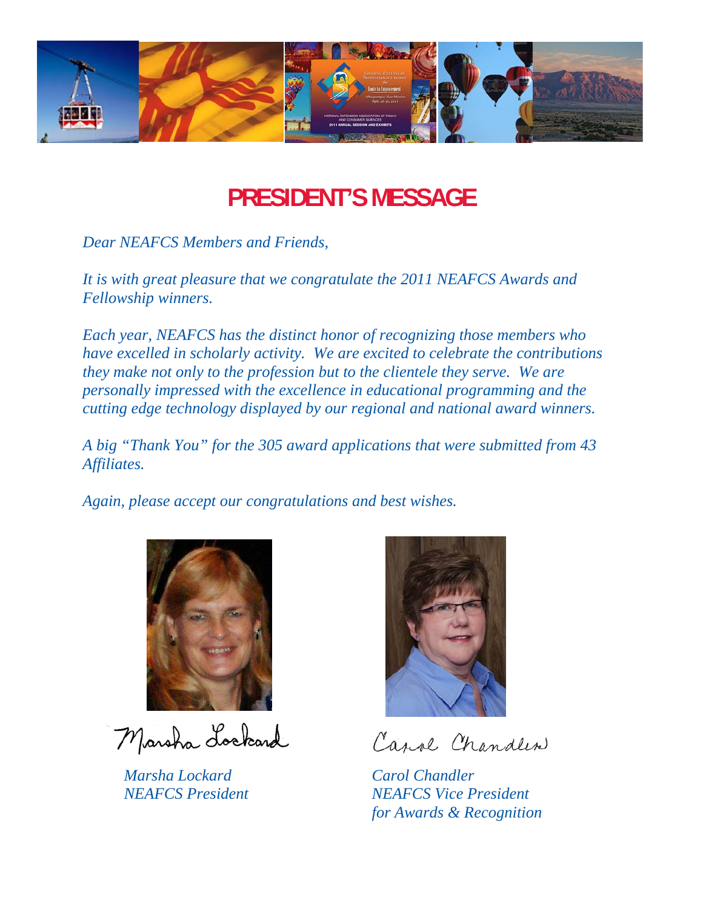# PRESIDENT'S MESSAGE

*Dear NEAFCS Members and Friends,*

*It is with great pleasure that we congratulate the 2011 NEAFCS Awards and Fellowship winners.*

*Each year, NEAFCS has the distinct honor of recognizing those members who have excelled in scholarly activity. We are excited to celebrate the contributions they make not only to the profession but to the clientele they serve. We are personally impressed with the excellence in educational programming and the cutting edge technology displayed by our regional and national award winners.*

*A big "Thank You" for the 305 award applications that were submitted from 43 Affiliates.*

*Again, please accept our congratulations and best wishes.*

*Marsha Lockard*
*NEAFCS President*

*Carol Chandler*
*NEAFCS Vice President for Awards & Recognition*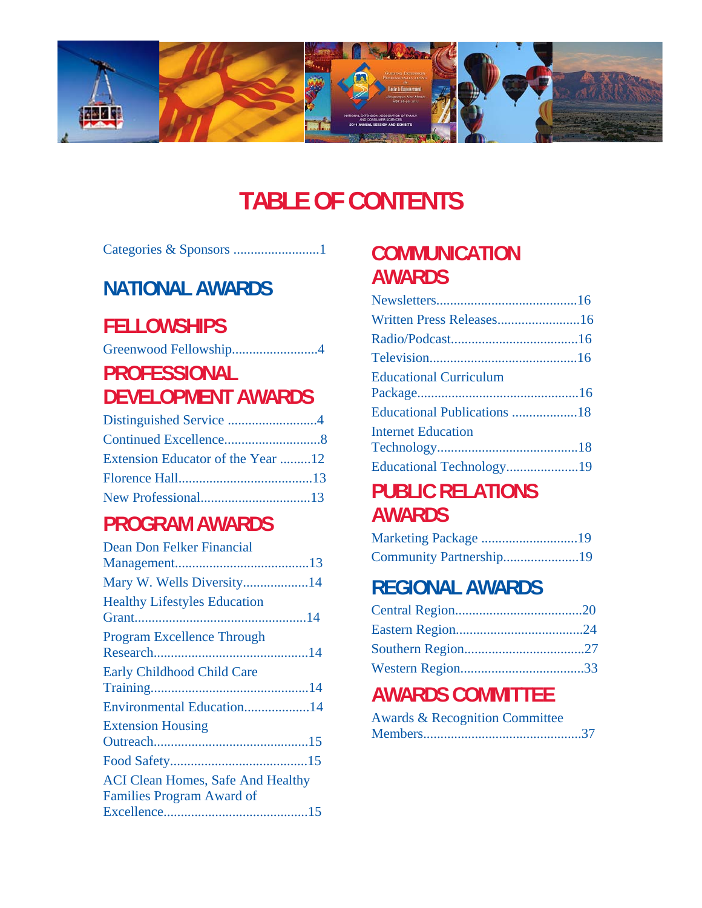# TABLE OF CONTENTS

Categories & Sponsors .........................1

## NATIONAL AWARDS

## FELLOWSHIPS

Greenwood Fellowship.........................4

## PROFESSIONAL DEVELOPMENT AWARDS

Distinguished Service ..........................4
Continued Excellence............................8
Extension Educator of the Year ..........12
Florence Hall.......................................13
New Professional................................13

## PROGRAM AWARDS

Dean Don Felker Financial Management.......................................13
Mary W. Wells Diversity...................14
Healthy Lifestyles Education Grant..................................................14
Program Excellence Through Research.............................................14
Early Childhood Child Care Training..............................................14
Environmental Education...................14
Extension Housing Outreach.............................................15
Food Safety........................................15
ACI Clean Homes, Safe And Healthy Families Program Award of Excellence..........................................15

## COMMUNICATION AWARDS

Newsletters.........................................16
Written Press Releases........................16
Radio/Podcast.....................................16
Television...........................................16
Educational Curriculum Package...............................................16
Educational Publications ...................18
Internet Education Technology.........................................18
Educational Technology.....................19

## PUBLIC RELATIONS AWARDS

Marketing Package ............................19
Community Partnership......................19

## REGIONAL AWARDS

Central Region.....................................20
Eastern Region.....................................24
Southern Region...................................27
Western Region....................................33

## AWARDS COMMITTEE

Awards & Recognition Committee Members..............................................37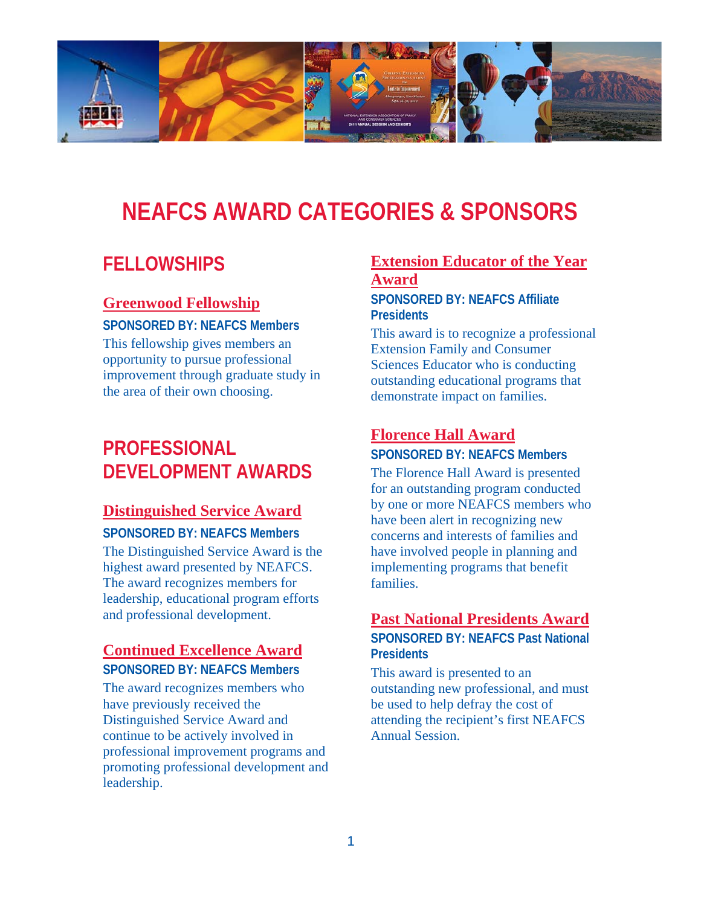# NEAFCS AWARD CATEGORIES & SPONSORS

## FELLOWSHIPS

### Greenwood Fellowship

**SPONSORED BY: NEAFCS Members**

This fellowship gives members an opportunity to pursue professional improvement through graduate study in the area of their own choosing.

## PROFESSIONAL DEVELOPMENT AWARDS

### Distinguished Service Award

**SPONSORED BY: NEAFCS Members**

The Distinguished Service Award is the highest award presented by NEAFCS. The award recognizes members for leadership, educational program efforts and professional development.

### Continued Excellence Award

**SPONSORED BY: NEAFCS Members**

The award recognizes members who have previously received the Distinguished Service Award and continue to be actively involved in professional improvement programs and promoting professional development and leadership.

### Extension Educator of the Year Award

**SPONSORED BY: NEAFCS Affiliate Presidents**

This award is to recognize a professional Extension Family and Consumer Sciences Educator who is conducting outstanding educational programs that demonstrate impact on families.

### Florence Hall Award

**SPONSORED BY: NEAFCS Members**

The Florence Hall Award is presented for an outstanding program conducted by one or more NEAFCS members who have been alert in recognizing new concerns and interests of families and have involved people in planning and implementing programs that benefit families.

### Past National Presidents Award

**SPONSORED BY: NEAFCS Past National Presidents**

This award is presented to an outstanding new professional, and must be used to help defray the cost of attending the recipient's first NEAFCS Annual Session.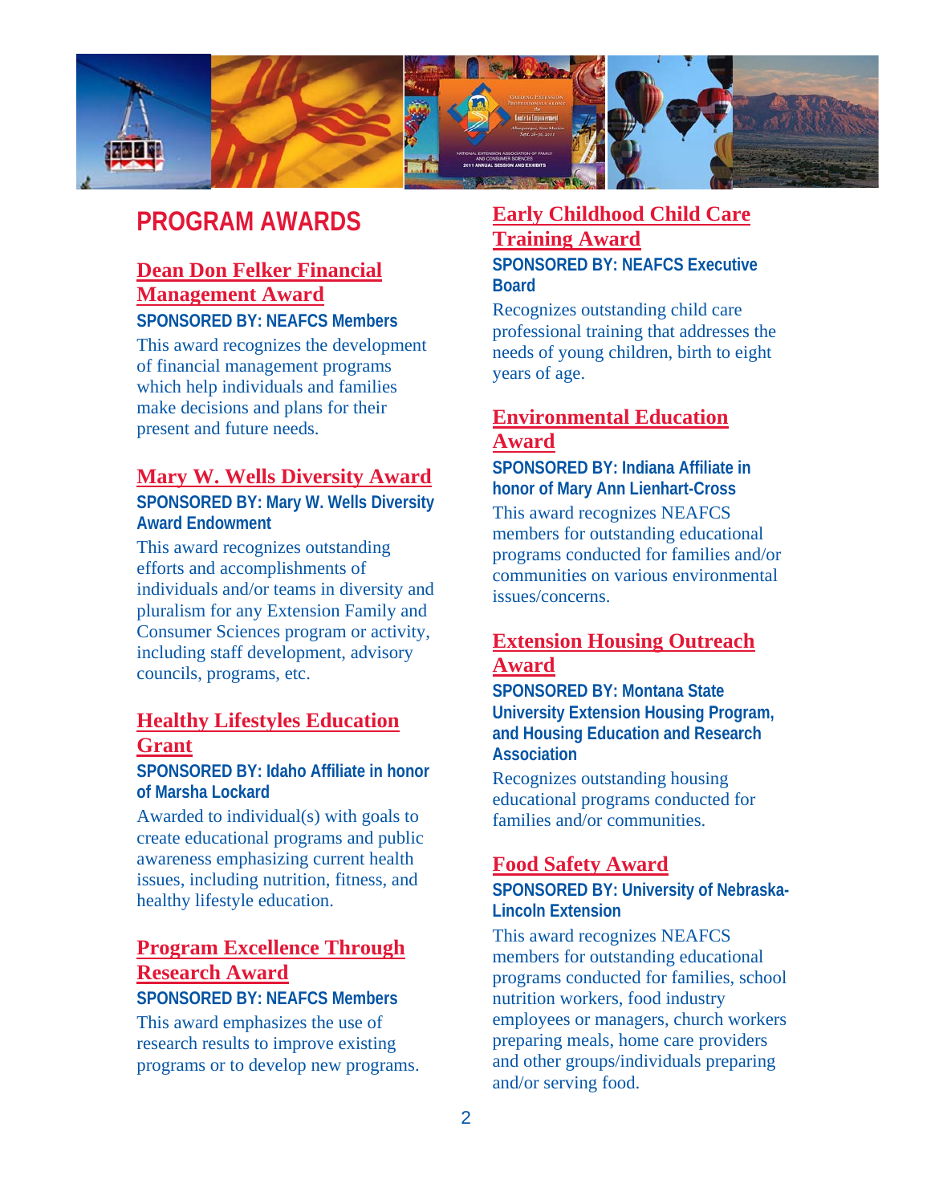# PROGRAM AWARDS

## Dean Don Felker Financial Management Award

**SPONSORED BY: NEAFCS Members**

This award recognizes the development of financial management programs which help individuals and families make decisions and plans for their present and future needs.

## Mary W. Wells Diversity Award

**SPONSORED BY: Mary W. Wells Diversity Award Endowment**

This award recognizes outstanding efforts and accomplishments of individuals and/or teams in diversity and pluralism for any Extension Family and Consumer Sciences program or activity, including staff development, advisory councils, programs, etc.

## Healthy Lifestyles Education Grant

**SPONSORED BY: Idaho Affiliate in honor of Marsha Lockard**

Awarded to individual(s) with goals to create educational programs and public awareness emphasizing current health issues, including nutrition, fitness, and healthy lifestyle education.

## Program Excellence Through Research Award

**SPONSORED BY: NEAFCS Members**

This award emphasizes the use of research results to improve existing programs or to develop new programs.

## Early Childhood Child Care Training Award

**SPONSORED BY: NEAFCS Executive Board**

Recognizes outstanding child care professional training that addresses the needs of young children, birth to eight years of age.

## Environmental Education Award

**SPONSORED BY: Indiana Affiliate in honor of Mary Ann Lienhart-Cross**

This award recognizes NEAFCS members for outstanding educational programs conducted for families and/or communities on various environmental issues/concerns.

## Extension Housing Outreach Award

**SPONSORED BY: Montana State University Extension Housing Program, and Housing Education and Research Association**

Recognizes outstanding housing educational programs conducted for families and/or communities.

## Food Safety Award

**SPONSORED BY: University of Nebraska-Lincoln Extension**

This award recognizes NEAFCS members for outstanding educational programs conducted for families, school nutrition workers, food industry employees or managers, church workers preparing meals, home care providers and other groups/individuals preparing and/or serving food.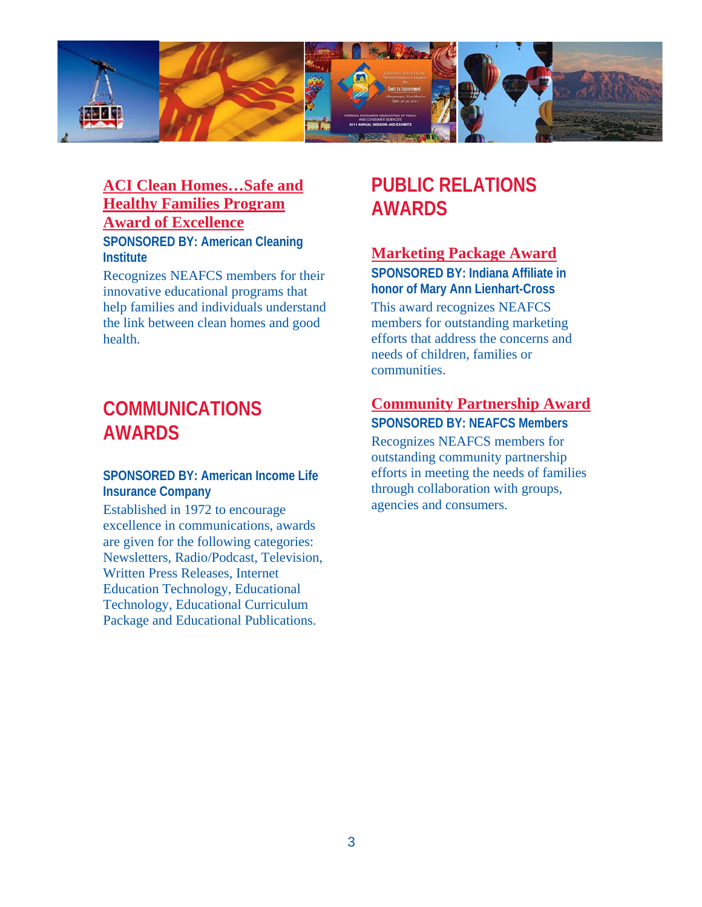### ACI Clean Homes…Safe and Healthy Families Program Award of Excellence

**SPONSORED BY: American Cleaning Institute**

Recognizes NEAFCS members for their innovative educational programs that help families and individuals understand the link between clean homes and good health.

## COMMUNICATIONS AWARDS

**SPONSORED BY: American Income Life Insurance Company**

Established in 1972 to encourage excellence in communications, awards are given for the following categories: Newsletters, Radio/Podcast, Television, Written Press Releases, Internet Education Technology, Educational Technology, Educational Curriculum Package and Educational Publications.

## PUBLIC RELATIONS AWARDS

### Marketing Package Award

**SPONSORED BY: Indiana Affiliate in honor of Mary Ann Lienhart-Cross**

This award recognizes NEAFCS members for outstanding marketing efforts that address the concerns and needs of children, families or communities.

### Community Partnership Award

**SPONSORED BY: NEAFCS Members**

Recognizes NEAFCS members for outstanding community partnership efforts in meeting the needs of families through collaboration with groups, agencies and consumers.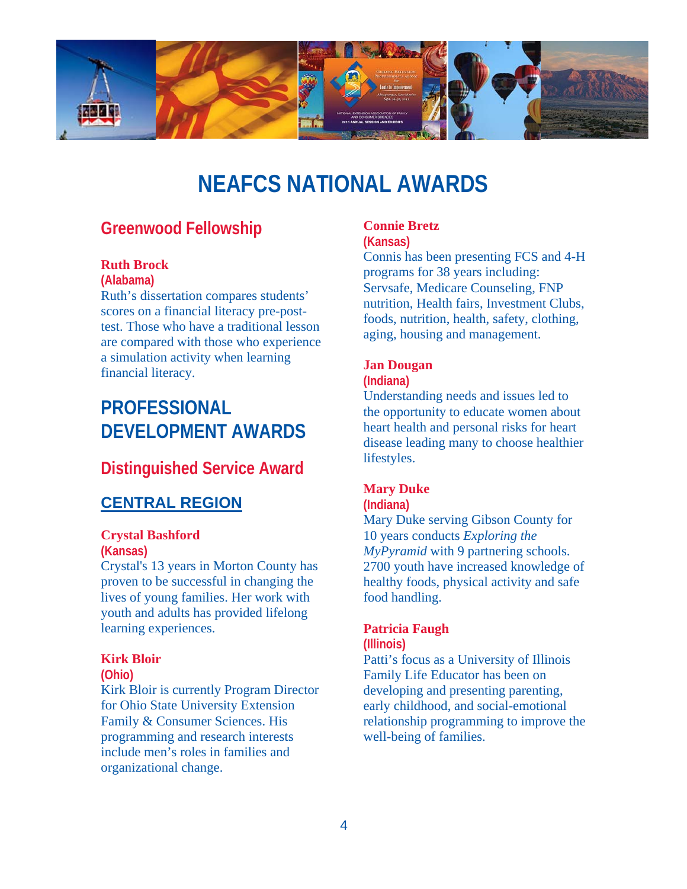# NEAFCS NATIONAL AWARDS

## Greenwood Fellowship

**Ruth Brock**
**(Alabama)**
Ruth's dissertation compares students' scores on a financial literacy pre-post-test. Those who have a traditional lesson are compared with those who experience a simulation activity when learning financial literacy.

# PROFESSIONAL DEVELOPMENT AWARDS

## Distinguished Service Award

### CENTRAL REGION

**Crystal Bashford**
**(Kansas)**
Crystal's 13 years in Morton County has proven to be successful in changing the lives of young families. Her work with youth and adults has provided lifelong learning experiences.

**Kirk Bloir**
**(Ohio)**
Kirk Bloir is currently Program Director for Ohio State University Extension Family & Consumer Sciences. His programming and research interests include men's roles in families and organizational change.

**Connie Bretz**
**(Kansas)**
Connis has been presenting FCS and 4-H programs for 38 years including: Servsafe, Medicare Counseling, FNP nutrition, Health fairs, Investment Clubs, foods, nutrition, health, safety, clothing, aging, housing and management.

**Jan Dougan**
**(Indiana)**
Understanding needs and issues led to the opportunity to educate women about heart health and personal risks for heart disease leading many to choose healthier lifestyles.

**Mary Duke**
**(Indiana)**
Mary Duke serving Gibson County for 10 years conducts *Exploring the MyPyramid* with 9 partnering schools. 2700 youth have increased knowledge of healthy foods, physical activity and safe food handling.

**Patricia Faugh**
**(Illinois)**
Patti's focus as a University of Illinois Family Life Educator has been on developing and presenting parenting, early childhood, and social-emotional relationship programming to improve the well-being of families.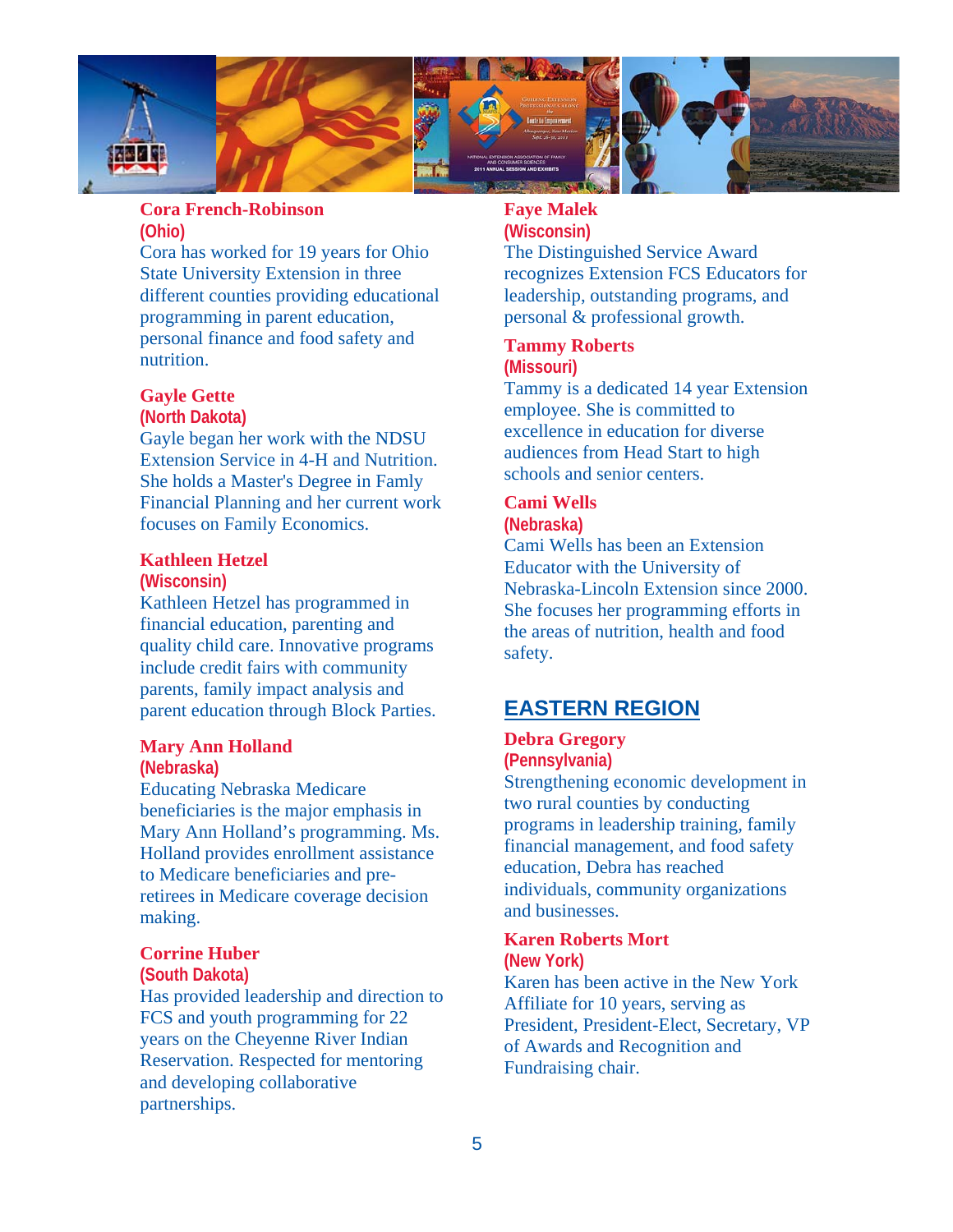**Cora French-Robinson**
**(Ohio)**
Cora has worked for 19 years for Ohio State University Extension in three different counties providing educational programming in parent education, personal finance and food safety and nutrition.

**Gayle Gette**
**(North Dakota)**
Gayle began her work with the NDSU Extension Service in 4-H and Nutrition. She holds a Master's Degree in Famly Financial Planning and her current work focuses on Family Economics.

**Kathleen Hetzel**
**(Wisconsin)**
Kathleen Hetzel has programmed in financial education, parenting and quality child care. Innovative programs include credit fairs with community parents, family impact analysis and parent education through Block Parties.

**Mary Ann Holland**
**(Nebraska)**
Educating Nebraska Medicare beneficiaries is the major emphasis in Mary Ann Holland's programming. Ms. Holland provides enrollment assistance to Medicare beneficiaries and pre-retirees in Medicare coverage decision making.

**Corrine Huber**
**(South Dakota)**
Has provided leadership and direction to FCS and youth programming for 22 years on the Cheyenne River Indian Reservation. Respected for mentoring and developing collaborative partnerships.

**Faye Malek**
**(Wisconsin)**
The Distinguished Service Award recognizes Extension FCS Educators for leadership, outstanding programs, and personal & professional growth.

**Tammy Roberts**
**(Missouri)**
Tammy is a dedicated 14 year Extension employee. She is committed to excellence in education for diverse audiences from Head Start to high schools and senior centers.

**Cami Wells**
**(Nebraska)**
Cami Wells has been an Extension Educator with the University of Nebraska-Lincoln Extension since 2000. She focuses her programming efforts in the areas of nutrition, health and food safety.

## EASTERN REGION

**Debra Gregory**
**(Pennsylvania)**
Strengthening economic development in two rural counties by conducting programs in leadership training, family financial management, and food safety education, Debra has reached individuals, community organizations and businesses.

**Karen Roberts Mort**
**(New York)**
Karen has been active in the New York Affiliate for 10 years, serving as President, President-Elect, Secretary, VP of Awards and Recognition and Fundraising chair.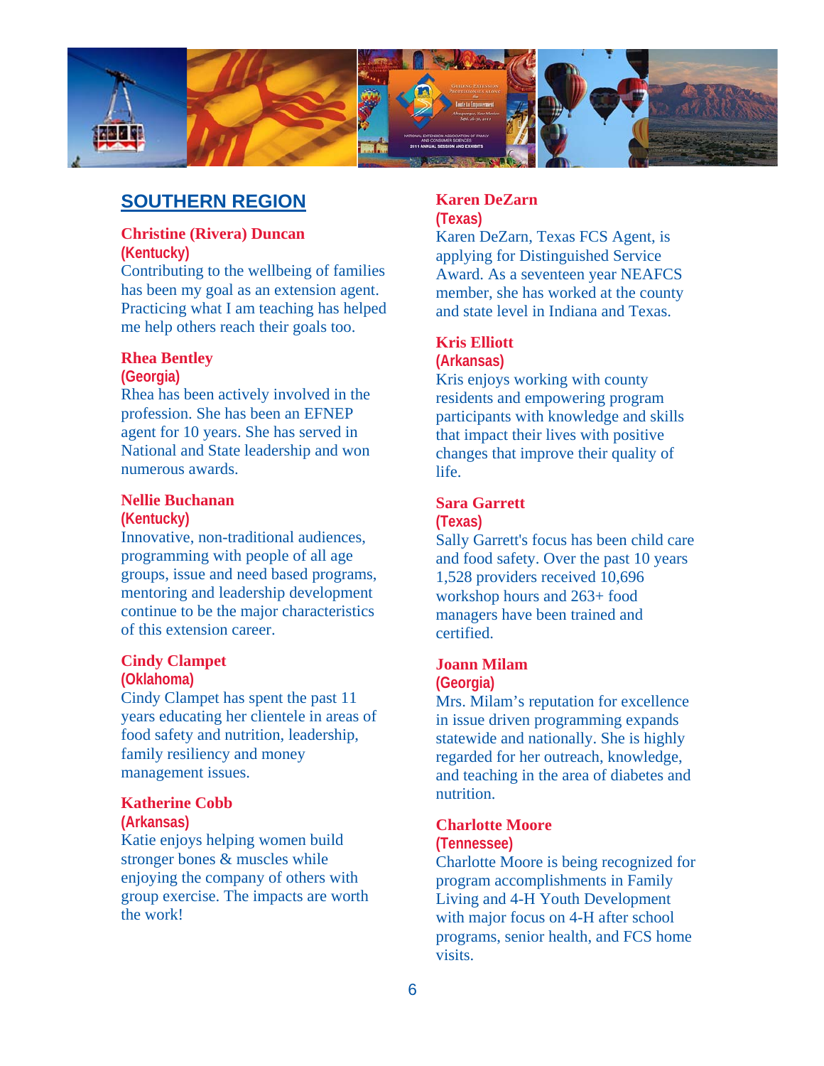## SOUTHERN REGION

**Christine (Rivera) Duncan**
**(Kentucky)**
Contributing to the wellbeing of families has been my goal as an extension agent. Practicing what I am teaching has helped me help others reach their goals too.

**Rhea Bentley**
**(Georgia)**
Rhea has been actively involved in the profession. She has been an EFNEP agent for 10 years. She has served in National and State leadership and won numerous awards.

**Nellie Buchanan**
**(Kentucky)**
Innovative, non-traditional audiences, programming with people of all age groups, issue and need based programs, mentoring and leadership development continue to be the major characteristics of this extension career.

**Cindy Clampet**
**(Oklahoma)**
Cindy Clampet has spent the past 11 years educating her clientele in areas of food safety and nutrition, leadership, family resiliency and money management issues.

**Katherine Cobb**
**(Arkansas)**
Katie enjoys helping women build stronger bones & muscles while enjoying the company of others with group exercise. The impacts are worth the work!

**Karen DeZarn**
**(Texas)**
Karen DeZarn, Texas FCS Agent, is applying for Distinguished Service Award. As a seventeen year NEAFCS member, she has worked at the county and state level in Indiana and Texas.

**Kris Elliott**
**(Arkansas)**
Kris enjoys working with county residents and empowering program participants with knowledge and skills that impact their lives with positive changes that improve their quality of life.

**Sara Garrett**
**(Texas)**
Sally Garrett's focus has been child care and food safety. Over the past 10 years 1,528 providers received 10,696 workshop hours and 263+ food managers have been trained and certified.

**Joann Milam**
**(Georgia)**
Mrs. Milam's reputation for excellence in issue driven programming expands statewide and nationally. She is highly regarded for her outreach, knowledge, and teaching in the area of diabetes and nutrition.

**Charlotte Moore**
**(Tennessee)**
Charlotte Moore is being recognized for program accomplishments in Family Living and 4-H Youth Development with major focus on 4-H after school programs, senior health, and FCS home visits.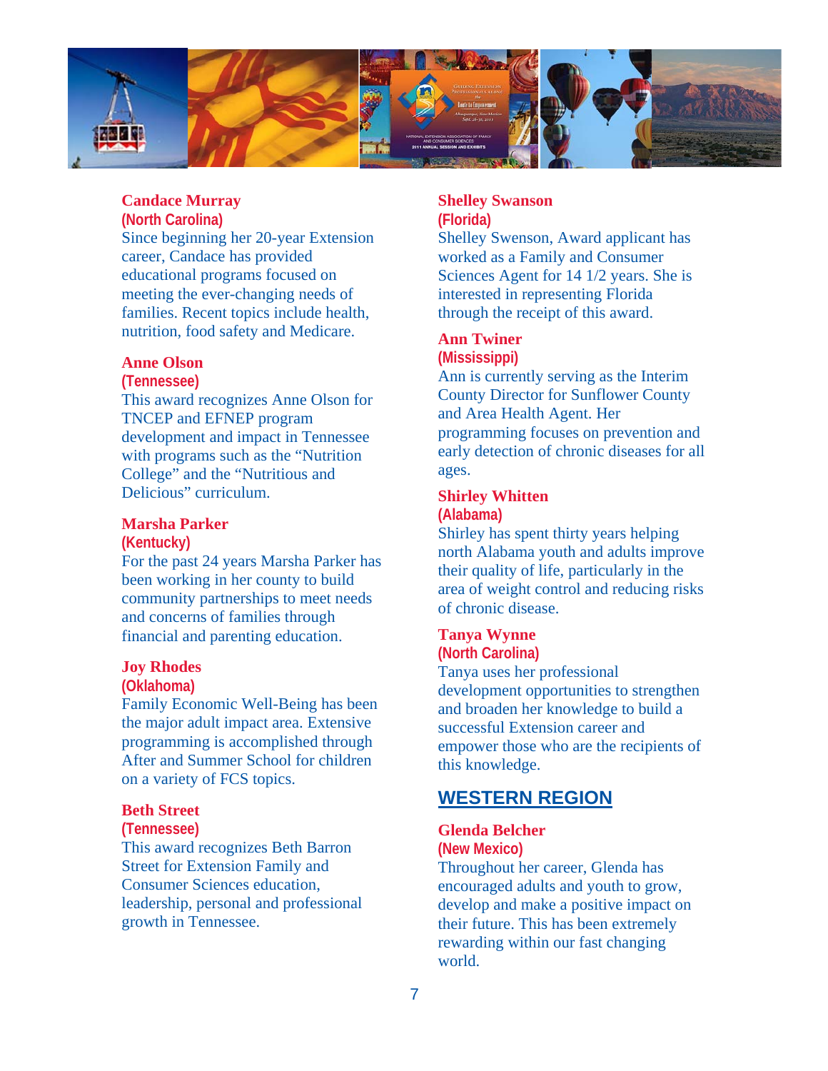**Candace Murray**
**(North Carolina)**
Since beginning her 20-year Extension career, Candace has provided educational programs focused on meeting the ever-changing needs of families. Recent topics include health, nutrition, food safety and Medicare.

**Anne Olson**
**(Tennessee)**
This award recognizes Anne Olson for TNCEP and EFNEP program development and impact in Tennessee with programs such as the "Nutrition College" and the "Nutritious and Delicious" curriculum.

**Marsha Parker**
**(Kentucky)**
For the past 24 years Marsha Parker has been working in her county to build community partnerships to meet needs and concerns of families through financial and parenting education.

**Joy Rhodes**
**(Oklahoma)**
Family Economic Well-Being has been the major adult impact area. Extensive programming is accomplished through After and Summer School for children on a variety of FCS topics.

**Beth Street**
**(Tennessee)**
This award recognizes Beth Barron Street for Extension Family and Consumer Sciences education, leadership, personal and professional growth in Tennessee.

**Shelley Swanson**
**(Florida)**
Shelley Swenson, Award applicant has worked as a Family and Consumer Sciences Agent for 14 1/2 years. She is interested in representing Florida through the receipt of this award.

**Ann Twiner**
**(Mississippi)**
Ann is currently serving as the Interim County Director for Sunflower County and Area Health Agent. Her programming focuses on prevention and early detection of chronic diseases for all ages.

**Shirley Whitten**
**(Alabama)**
Shirley has spent thirty years helping north Alabama youth and adults improve their quality of life, particularly in the area of weight control and reducing risks of chronic disease.

**Tanya Wynne**
**(North Carolina)**
Tanya uses her professional development opportunities to strengthen and broaden her knowledge to build a successful Extension career and empower those who are the recipients of this knowledge.

## WESTERN REGION

**Glenda Belcher**
**(New Mexico)**
Throughout her career, Glenda has encouraged adults and youth to grow, develop and make a positive impact on their future. This has been extremely rewarding within our fast changing world.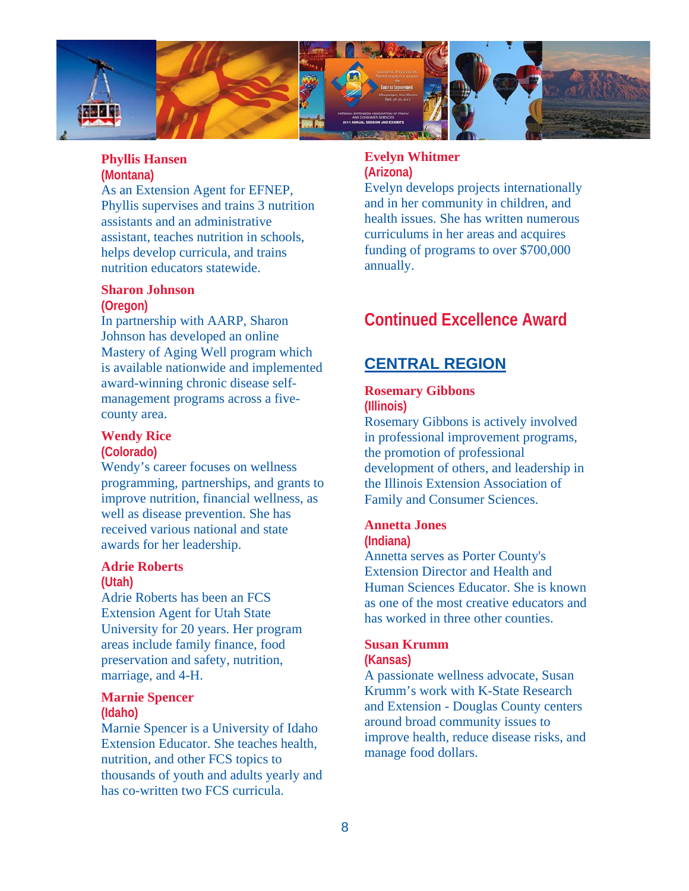**Phyllis Hansen**
**(Montana)**
As an Extension Agent for EFNEP, Phyllis supervises and trains 3 nutrition assistants and an administrative assistant, teaches nutrition in schools, helps develop curricula, and trains nutrition educators statewide.

**Sharon Johnson**
**(Oregon)**
In partnership with AARP, Sharon Johnson has developed an online Mastery of Aging Well program which is available nationwide and implemented award-winning chronic disease self-management programs across a five-county area.

**Wendy Rice**
**(Colorado)**
Wendy's career focuses on wellness programming, partnerships, and grants to improve nutrition, financial wellness, as well as disease prevention. She has received various national and state awards for her leadership.

**Adrie Roberts**
**(Utah)**
Adrie Roberts has been an FCS Extension Agent for Utah State University for 20 years. Her program areas include family finance, food preservation and safety, nutrition, marriage, and 4-H.

**Marnie Spencer**
**(Idaho)**
Marnie Spencer is a University of Idaho Extension Educator. She teaches health, nutrition, and other FCS topics to thousands of youth and adults yearly and has co-written two FCS curricula.

**Evelyn Whitmer**
**(Arizona)**
Evelyn develops projects internationally and in her community in children, and health issues. She has written numerous curriculums in her areas and acquires funding of programs to over $700,000 annually.

## Continued Excellence Award

### CENTRAL REGION

**Rosemary Gibbons**
**(Illinois)**
Rosemary Gibbons is actively involved in professional improvement programs, the promotion of professional development of others, and leadership in the Illinois Extension Association of Family and Consumer Sciences.

**Annetta Jones**
**(Indiana)**
Annetta serves as Porter County's Extension Director and Health and Human Sciences Educator. She is known as one of the most creative educators and has worked in three other counties.

**Susan Krumm**
**(Kansas)**
A passionate wellness advocate, Susan Krumm's work with K-State Research and Extension - Douglas County centers around broad community issues to improve health, reduce disease risks, and manage food dollars.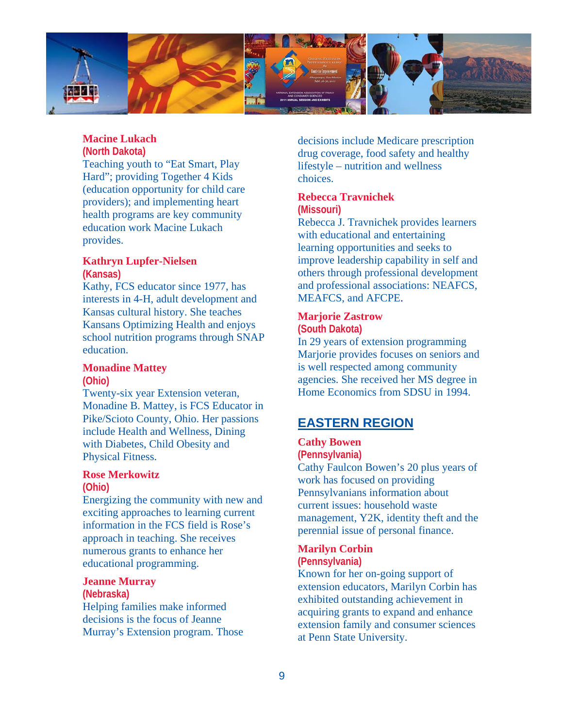**Macine Lukach**
**(North Dakota)**
Teaching youth to "Eat Smart, Play Hard"; providing Together 4 Kids (education opportunity for child care providers); and implementing heart health programs are key community education work Macine Lukach provides.

**Kathryn Lupfer-Nielsen**
**(Kansas)**
Kathy, FCS educator since 1977, has interests in 4-H, adult development and Kansas cultural history. She teaches Kansans Optimizing Health and enjoys school nutrition programs through SNAP education.

**Monadine Mattey**
**(Ohio)**
Twenty-six year Extension veteran, Monadine B. Mattey, is FCS Educator in Pike/Scioto County, Ohio. Her passions include Health and Wellness, Dining with Diabetes, Child Obesity and Physical Fitness.

**Rose Merkowitz**
**(Ohio)**
Energizing the community with new and exciting approaches to learning current information in the FCS field is Rose's approach in teaching. She receives numerous grants to enhance her educational programming.

**Jeanne Murray**
**(Nebraska)**
Helping families make informed decisions is the focus of Jeanne Murray's Extension program. Those decisions include Medicare prescription drug coverage, food safety and healthy lifestyle – nutrition and wellness choices.

**Rebecca Travnichek**
**(Missouri)**
Rebecca J. Travnichek provides learners with educational and entertaining learning opportunities and seeks to improve leadership capability in self and others through professional development and professional associations: NEAFCS, MEAFCS, and AFCPE.

**Marjorie Zastrow**
**(South Dakota)**
In 29 years of extension programming Marjorie provides focuses on seniors and is well respected among community agencies. She received her MS degree in Home Economics from SDSU in 1994.

## EASTERN REGION

**Cathy Bowen**
**(Pennsylvania)**
Cathy Faulcon Bowen's 20 plus years of work has focused on providing Pennsylvanians information about current issues: household waste management, Y2K, identity theft and the perennial issue of personal finance.

**Marilyn Corbin**
**(Pennsylvania)**
Known for her on-going support of extension educators, Marilyn Corbin has exhibited outstanding achievement in acquiring grants to expand and enhance extension family and consumer sciences at Penn State University.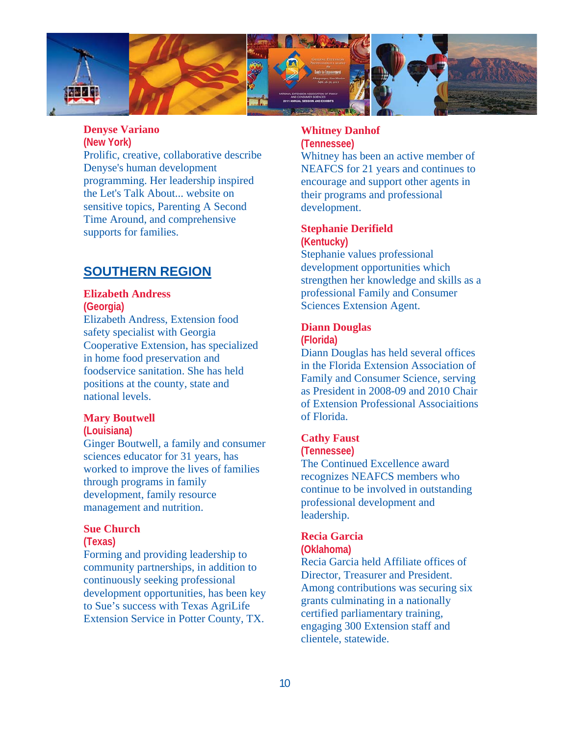**Denyse Variano**
**(New York)**
Prolific, creative, collaborative describe Denyse's human development programming. Her leadership inspired the Let's Talk About... website on sensitive topics, Parenting A Second Time Around, and comprehensive supports for families.

## SOUTHERN REGION

**Elizabeth Andress**
**(Georgia)**
Elizabeth Andress, Extension food safety specialist with Georgia Cooperative Extension, has specialized in home food preservation and foodservice sanitation. She has held positions at the county, state and national levels.

**Mary Boutwell**
**(Louisiana)**
Ginger Boutwell, a family and consumer sciences educator for 31 years, has worked to improve the lives of families through programs in family development, family resource management and nutrition.

**Sue Church**
**(Texas)**
Forming and providing leadership to community partnerships, in addition to continuously seeking professional development opportunities, has been key to Sue's success with Texas AgriLife Extension Service in Potter County, TX.

**Whitney Danhof**
**(Tennessee)**
Whitney has been an active member of NEAFCS for 21 years and continues to encourage and support other agents in their programs and professional development.

**Stephanie Derifield**
**(Kentucky)**
Stephanie values professional development opportunities which strengthen her knowledge and skills as a professional Family and Consumer Sciences Extension Agent.

**Diann Douglas**
**(Florida)**
Diann Douglas has held several offices in the Florida Extension Association of Family and Consumer Science, serving as President in 2008-09 and 2010 Chair of Extension Professional Associaitions of Florida.

**Cathy Faust**
**(Tennessee)**
The Continued Excellence award recognizes NEAFCS members who continue to be involved in outstanding professional development and leadership.

**Recia Garcia**
**(Oklahoma)**
Recia Garcia held Affiliate offices of Director, Treasurer and President. Among contributions was securing six grants culminating in a nationally certified parliamentary training, engaging 300 Extension staff and clientele, statewide.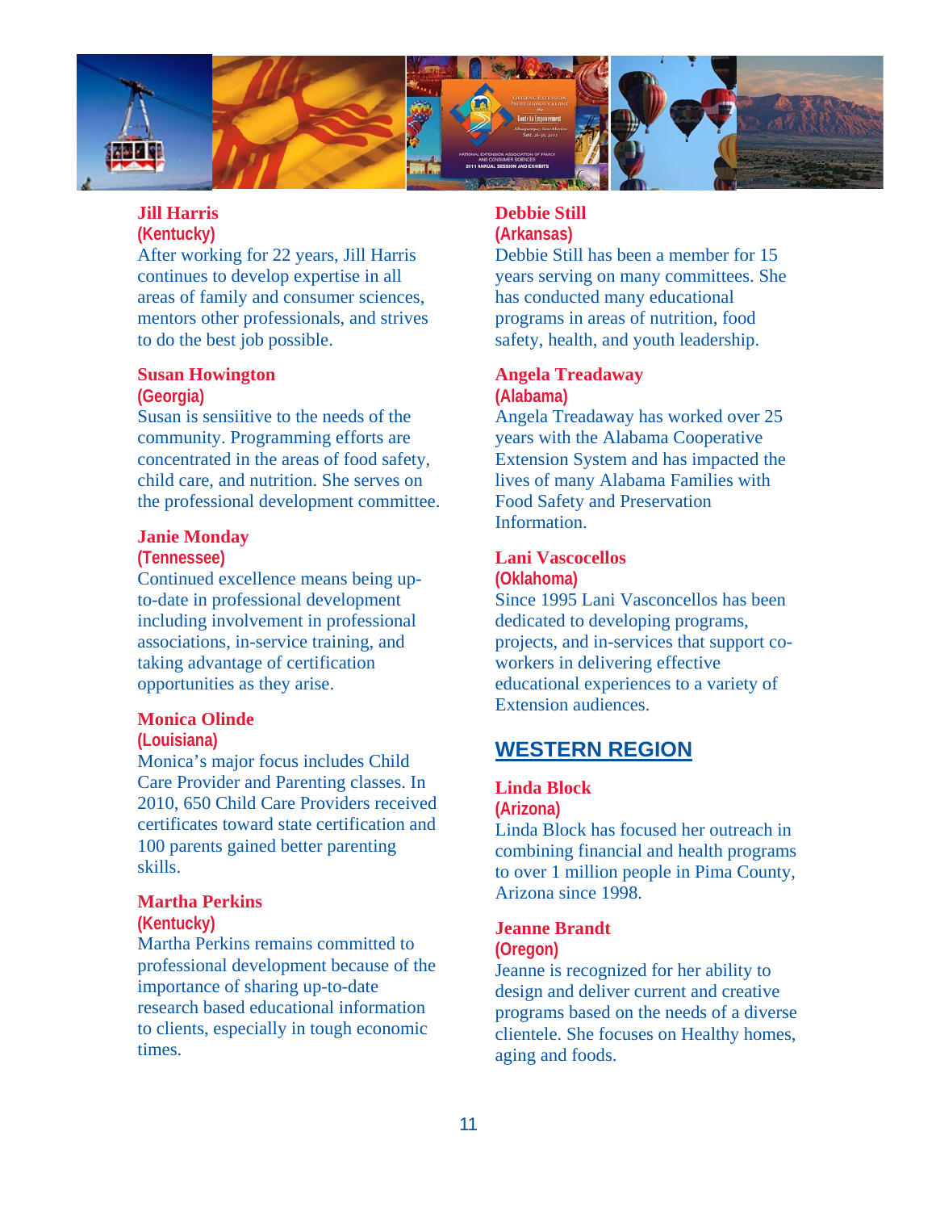**Jill Harris**
**(Kentucky)**
After working for 22 years, Jill Harris continues to develop expertise in all areas of family and consumer sciences, mentors other professionals, and strives to do the best job possible.

**Susan Howington**
**(Georgia)**
Susan is sensiitive to the needs of the community. Programming efforts are concentrated in the areas of food safety, child care, and nutrition. She serves on the professional development committee.

**Janie Monday**
**(Tennessee)**
Continued excellence means being up-to-date in professional development including involvement in professional associations, in-service training, and taking advantage of certification opportunities as they arise.

**Monica Olinde**
**(Louisiana)**
Monica's major focus includes Child Care Provider and Parenting classes. In 2010, 650 Child Care Providers received certificates toward state certification and 100 parents gained better parenting skills.

**Martha Perkins**
**(Kentucky)**
Martha Perkins remains committed to professional development because of the importance of sharing up-to-date research based educational information to clients, especially in tough economic times.

**Debbie Still**
**(Arkansas)**
Debbie Still has been a member for 15 years serving on many committees. She has conducted many educational programs in areas of nutrition, food safety, health, and youth leadership.

**Angela Treadaway**
**(Alabama)**
Angela Treadaway has worked over 25 years with the Alabama Cooperative Extension System and has impacted the lives of many Alabama Families with Food Safety and Preservation Information.

**Lani Vascocellos**
**(Oklahoma)**
Since 1995 Lani Vasconcellos has been dedicated to developing programs, projects, and in-services that support co-workers in delivering effective educational experiences to a variety of Extension audiences.

## WESTERN REGION

**Linda Block**
**(Arizona)**
Linda Block has focused her outreach in combining financial and health programs to over 1 million people in Pima County, Arizona since 1998.

**Jeanne Brandt**
**(Oregon)**
Jeanne is recognized for her ability to design and deliver current and creative programs based on the needs of a diverse clientele. She focuses on Healthy homes, aging and foods.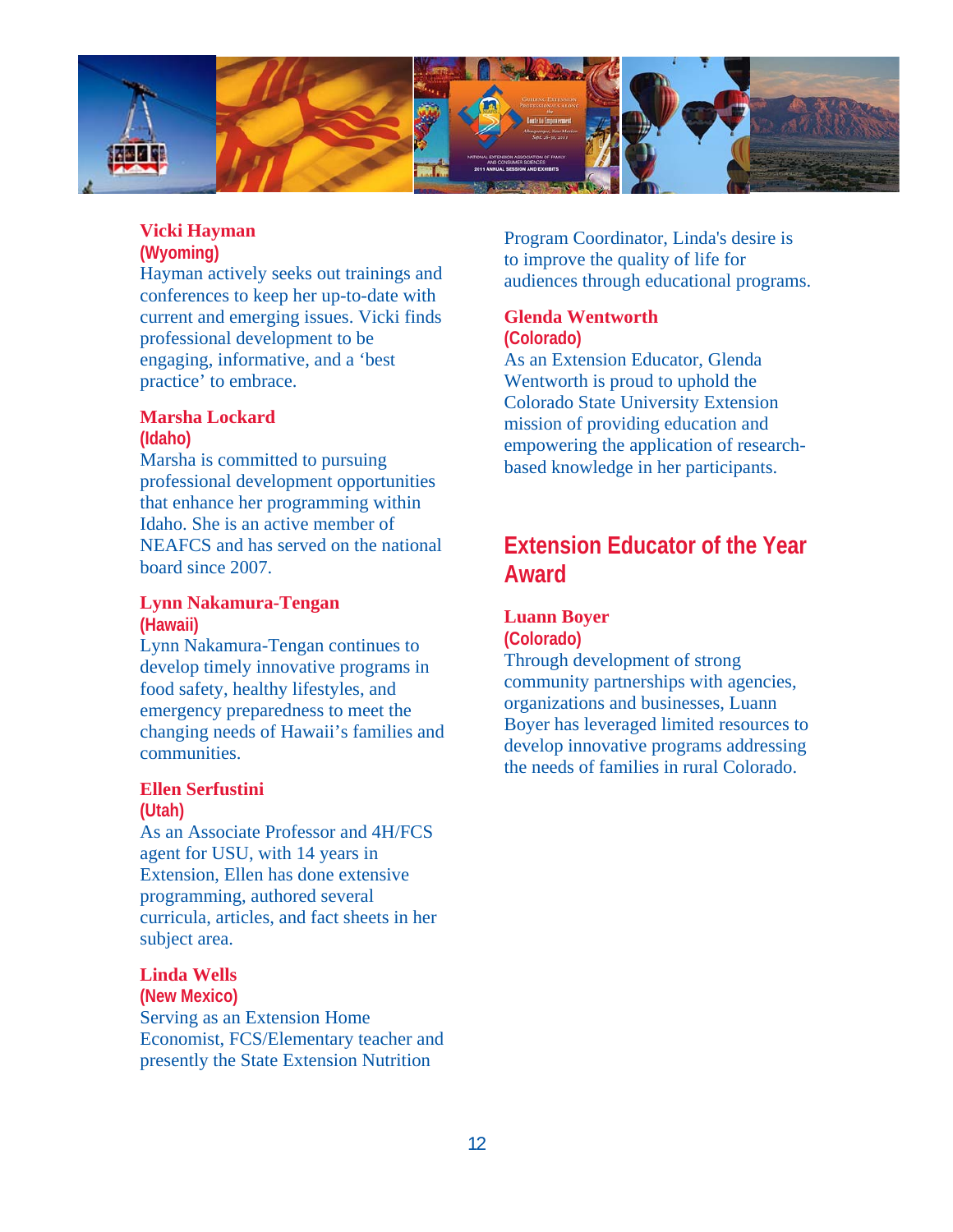**Vicki Hayman**
**(Wyoming)**
Hayman actively seeks out trainings and conferences to keep her up-to-date with current and emerging issues. Vicki finds professional development to be engaging, informative, and a 'best practice' to embrace.

**Marsha Lockard**
**(Idaho)**
Marsha is committed to pursuing professional development opportunities that enhance her programming within Idaho. She is an active member of NEAFCS and has served on the national board since 2007.

**Lynn Nakamura-Tengan**
**(Hawaii)**
Lynn Nakamura-Tengan continues to develop timely innovative programs in food safety, healthy lifestyles, and emergency preparedness to meet the changing needs of Hawaii's families and communities.

**Ellen Serfustini**
**(Utah)**
As an Associate Professor and 4H/FCS agent for USU, with 14 years in Extension, Ellen has done extensive programming, authored several curricula, articles, and fact sheets in her subject area.

**Linda Wells**
**(New Mexico)**
Serving as an Extension Home Economist, FCS/Elementary teacher and presently the State Extension Nutrition Program Coordinator, Linda's desire is to improve the quality of life for audiences through educational programs.

**Glenda Wentworth**
**(Colorado)**
As an Extension Educator, Glenda Wentworth is proud to uphold the Colorado State University Extension mission of providing education and empowering the application of research-based knowledge in her participants.

## Extension Educator of the Year Award

**Luann Boyer**
**(Colorado)**
Through development of strong community partnerships with agencies, organizations and businesses, Luann Boyer has leveraged limited resources to develop innovative programs addressing the needs of families in rural Colorado.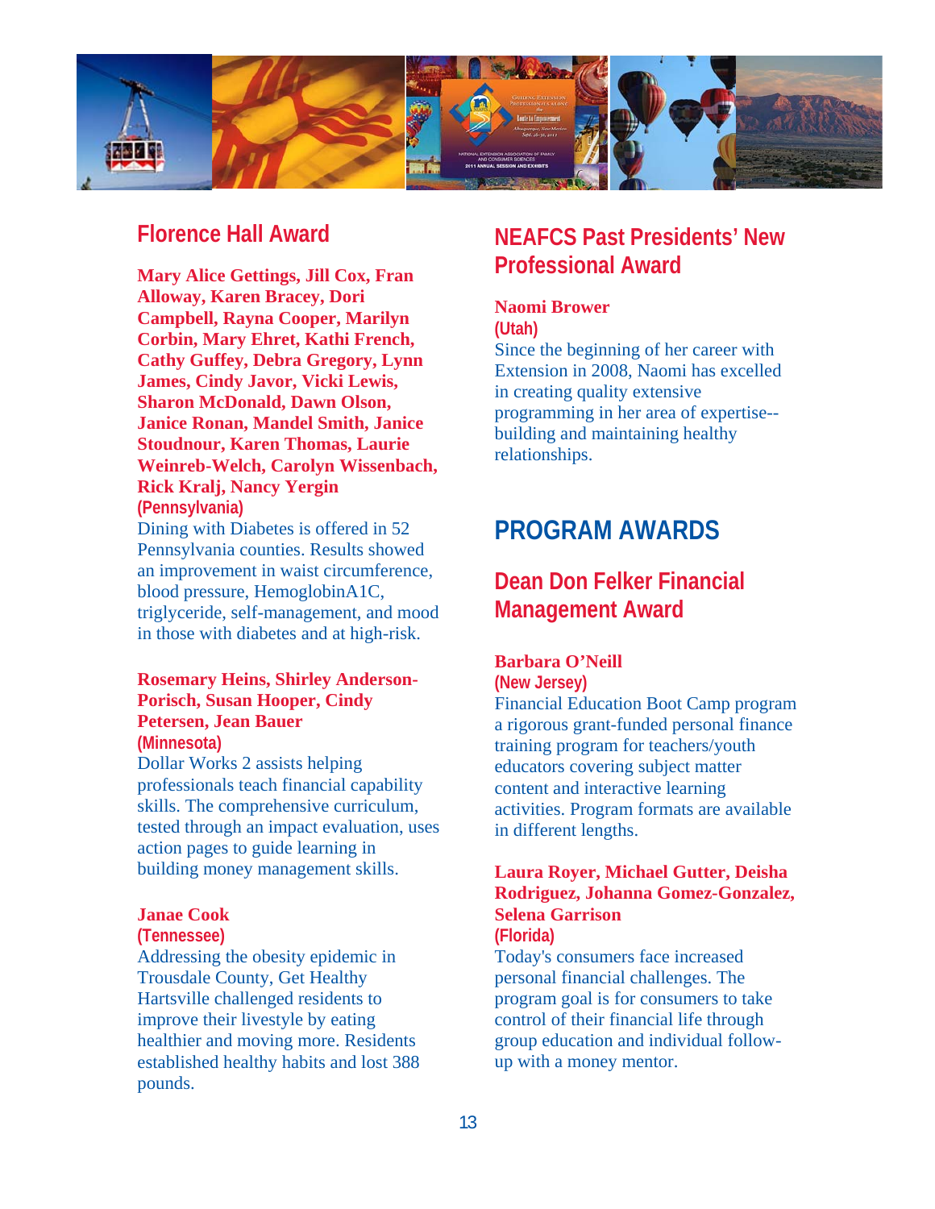## Florence Hall Award

**Mary Alice Gettings, Jill Cox, Fran Alloway, Karen Bracey, Dori Campbell, Rayna Cooper, Marilyn Corbin, Mary Ehret, Kathi French, Cathy Guffey, Debra Gregory, Lynn James, Cindy Javor, Vicki Lewis, Sharon McDonald, Dawn Olson, Janice Ronan, Mandel Smith, Janice Stoudnour, Karen Thomas, Laurie Weinreb-Welch, Carolyn Wissenbach, Rick Kralj, Nancy Yergin**
**(Pennsylvania)**
Dining with Diabetes is offered in 52 Pennsylvania counties. Results showed an improvement in waist circumference, blood pressure, HemoglobinA1C, triglyceride, self-management, and mood in those with diabetes and at high-risk.

**Rosemary Heins, Shirley Anderson-Porisch, Susan Hooper, Cindy Petersen, Jean Bauer**
**(Minnesota)**
Dollar Works 2 assists helping professionals teach financial capability skills. The comprehensive curriculum, tested through an impact evaluation, uses action pages to guide learning in building money management skills.

**Janae Cook**
**(Tennessee)**
Addressing the obesity epidemic in Trousdale County, Get Healthy Hartsville challenged residents to improve their lifestyle by eating healthier and moving more. Residents established healthy habits and lost 388 pounds.

## NEAFCS Past Presidents' New Professional Award

**Naomi Brower**
**(Utah)**
Since the beginning of her career with Extension in 2008, Naomi has excelled in creating quality extensive programming in her area of expertise--building and maintaining healthy relationships.

# PROGRAM AWARDS

## Dean Don Felker Financial Management Award

**Barbara O'Neill**
**(New Jersey)**
Financial Education Boot Camp program a rigorous grant-funded personal finance training program for teachers/youth educators covering subject matter content and interactive learning activities. Program formats are available in different lengths.

**Laura Royer, Michael Gutter, Deisha Rodriguez, Johanna Gomez-Gonzalez, Selena Garrison**
**(Florida)**
Today's consumers face increased personal financial challenges. The program goal is for consumers to take control of their financial life through group education and individual follow-up with a money mentor.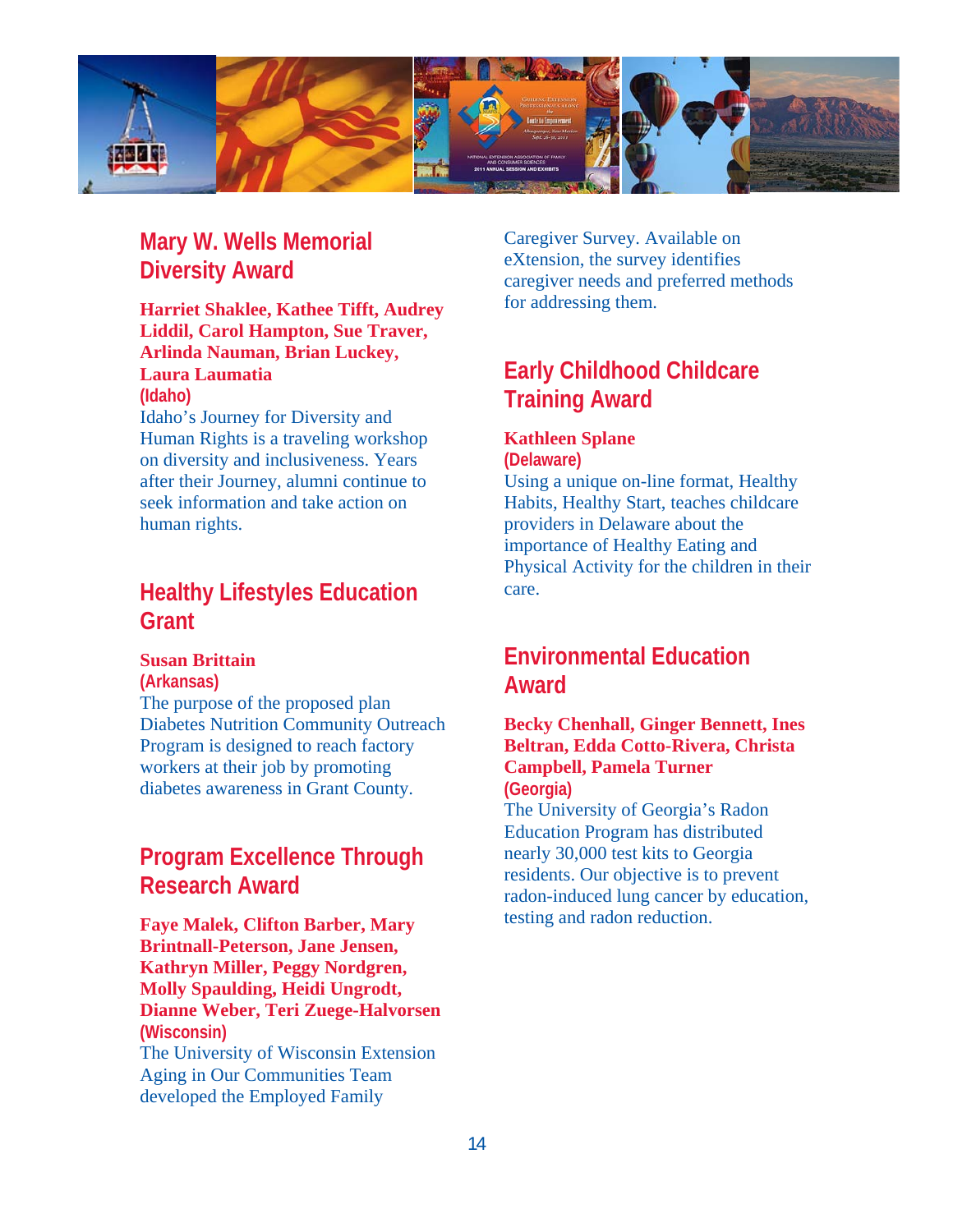## Mary W. Wells Memorial Diversity Award

**Harriet Shaklee, Kathee Tifft, Audrey Liddil, Carol Hampton, Sue Traver, Arlinda Nauman, Brian Luckey, Laura Laumatia**
**(Idaho)**
Idaho's Journey for Diversity and Human Rights is a traveling workshop on diversity and inclusiveness. Years after their Journey, alumni continue to seek information and take action on human rights.

## Healthy Lifestyles Education Grant

**Susan Brittain**
**(Arkansas)**
The purpose of the proposed plan Diabetes Nutrition Community Outreach Program is designed to reach factory workers at their job by promoting diabetes awareness in Grant County.

## Program Excellence Through Research Award

**Faye Malek, Clifton Barber, Mary Brintnall-Peterson, Jane Jensen, Kathryn Miller, Peggy Nordgren, Molly Spaulding, Heidi Ungrodt, Dianne Weber, Teri Zuege-Halvorsen**
**(Wisconsin)**
The University of Wisconsin Extension Aging in Our Communities Team developed the Employed Family Caregiver Survey. Available on eXtension, the survey identifies caregiver needs and preferred methods for addressing them.

## Early Childhood Childcare Training Award

**Kathleen Splane**
**(Delaware)**
Using a unique on-line format, Healthy Habits, Healthy Start, teaches childcare providers in Delaware about the importance of Healthy Eating and Physical Activity for the children in their care.

## Environmental Education Award

**Becky Chenhall, Ginger Bennett, Ines Beltran, Edda Cotto-Rivera, Christa Campbell, Pamela Turner**
**(Georgia)**
The University of Georgia's Radon Education Program has distributed nearly 30,000 test kits to Georgia residents. Our objective is to prevent radon-induced lung cancer by education, testing and radon reduction.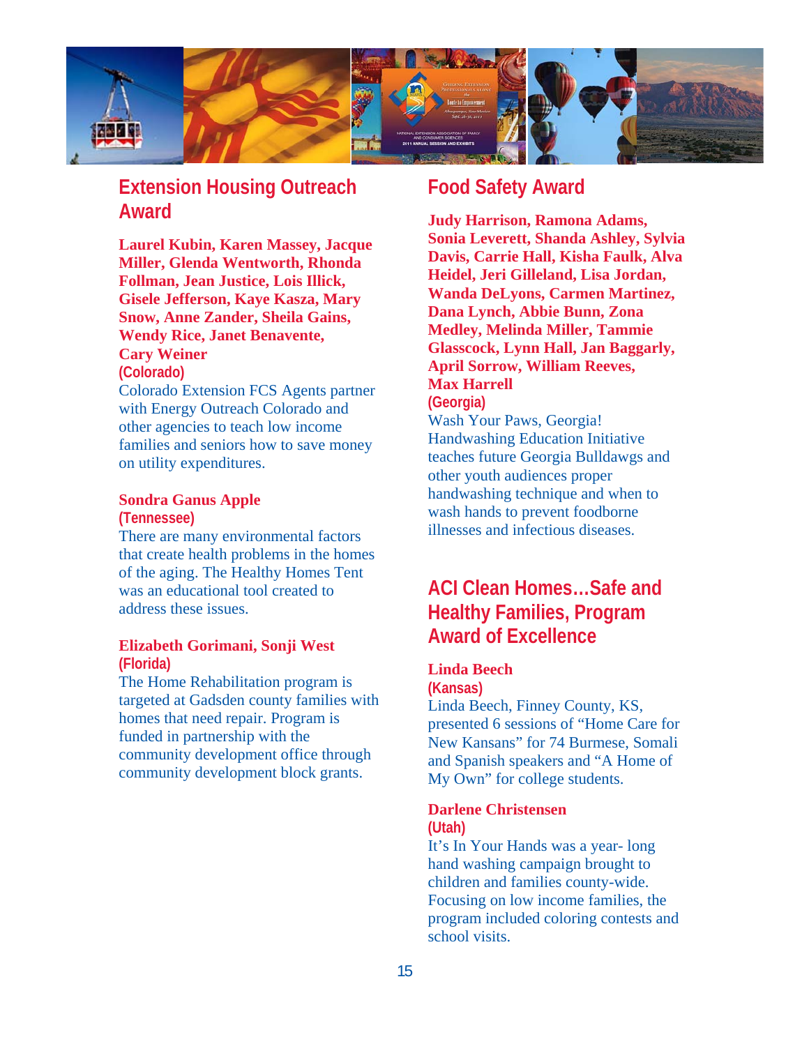## Extension Housing Outreach Award

**Laurel Kubin, Karen Massey, Jacque Miller, Glenda Wentworth, Rhonda Follman, Jean Justice, Lois Illick, Gisele Jefferson, Kaye Kasza, Mary Snow, Anne Zander, Sheila Gains, Wendy Rice, Janet Benavente, Cary Weiner**
**(Colorado)**
Colorado Extension FCS Agents partner with Energy Outreach Colorado and other agencies to teach low income families and seniors how to save money on utility expenditures.

**Sondra Ganus Apple**
**(Tennessee)**
There are many environmental factors that create health problems in the homes of the aging. The Healthy Homes Tent was an educational tool created to address these issues.

**Elizabeth Gorimani, Sonji West**
**(Florida)**
The Home Rehabilitation program is targeted at Gadsden county families with homes that need repair. Program is funded in partnership with the community development office through community development block grants.

## Food Safety Award

**Judy Harrison, Ramona Adams, Sonia Leverett, Shanda Ashley, Sylvia Davis, Carrie Hall, Kisha Faulk, Alva Heidel, Jeri Gilleland, Lisa Jordan, Wanda DeLyons, Carmen Martinez, Dana Lynch, Abbie Bunn, Zona Medley, Melinda Miller, Tammie Glasscock, Lynn Hall, Jan Baggarly, April Sorrow, William Reeves, Max Harrell**
**(Georgia)**
Wash Your Paws, Georgia! Handwashing Education Initiative teaches future Georgia Bulldawgs and other youth audiences proper handwashing technique and when to wash hands to prevent foodborne illnesses and infectious diseases.

## ACI Clean Homes…Safe and Healthy Families, Program Award of Excellence

**Linda Beech**
**(Kansas)**
Linda Beech, Finney County, KS, presented 6 sessions of "Home Care for New Kansans" for 74 Burmese, Somali and Spanish speakers and "A Home of My Own" for college students.

**Darlene Christensen**
**(Utah)**
It's In Your Hands was a year- long hand washing campaign brought to children and families county-wide. Focusing on low income families, the program included coloring contests and school visits.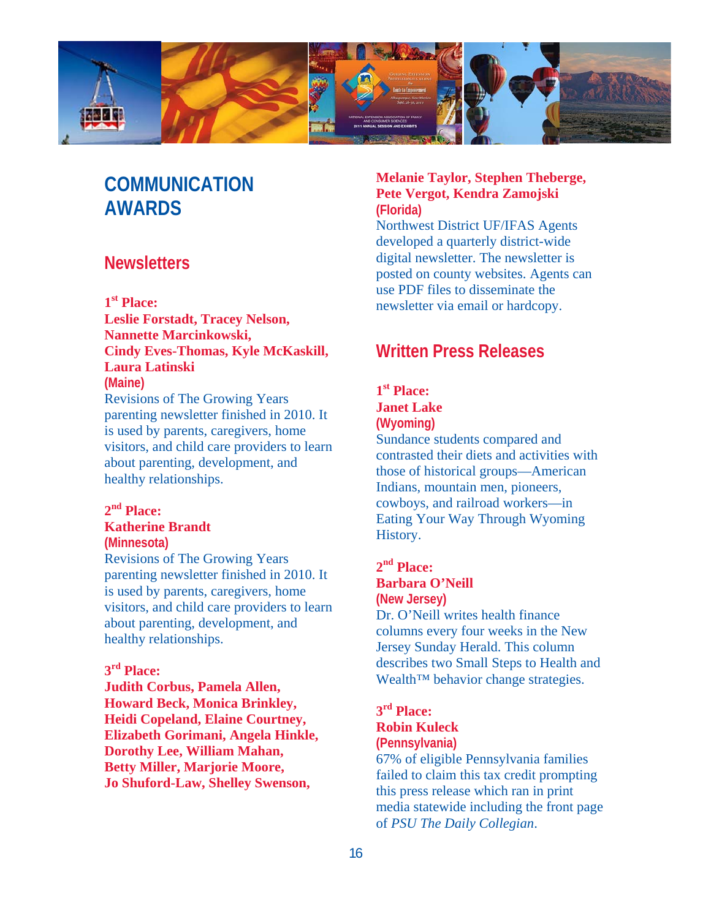# COMMUNICATION AWARDS

## Newsletters

**1st Place:**
**Leslie Forstadt, Tracey Nelson, Nannette Marcinkowski, Cindy Eves-Thomas, Kyle McKaskill, Laura Latinski**
**(Maine)**
Revisions of The Growing Years parenting newsletter finished in 2010. It is used by parents, caregivers, home visitors, and child care providers to learn about parenting, development, and healthy relationships.

**2nd Place:**
**Katherine Brandt**
**(Minnesota)**
Revisions of The Growing Years parenting newsletter finished in 2010. It is used by parents, caregivers, home visitors, and child care providers to learn about parenting, development, and healthy relationships.

**3rd Place:**
**Judith Corbus, Pamela Allen, Howard Beck, Monica Brinkley, Heidi Copeland, Elaine Courtney, Elizabeth Gorimani, Angela Hinkle, Dorothy Lee, William Mahan, Betty Miller, Marjorie Moore, Jo Shuford-Law, Shelley Swenson, Melanie Taylor, Stephen Theberge, Pete Vergot, Kendra Zamojski**
**(Florida)**
Northwest District UF/IFAS Agents developed a quarterly district-wide digital newsletter. The newsletter is posted on county websites. Agents can use PDF files to disseminate the newsletter via email or hardcopy.

## Written Press Releases

**1st Place:**
**Janet Lake**
**(Wyoming)**
Sundance students compared and contrasted their diets and activities with those of historical groups—American Indians, mountain men, pioneers, cowboys, and railroad workers—in Eating Your Way Through Wyoming History.

**2nd Place:**
**Barbara O'Neill**
**(New Jersey)**
Dr. O'Neill writes health finance columns every four weeks in the New Jersey Sunday Herald. This column describes two Small Steps to Health and Wealth™ behavior change strategies.

**3rd Place:**
**Robin Kuleck**
**(Pennsylvania)**
67% of eligible Pennsylvania families failed to claim this tax credit prompting this press release which ran in print media statewide including the front page of *PSU The Daily Collegian*.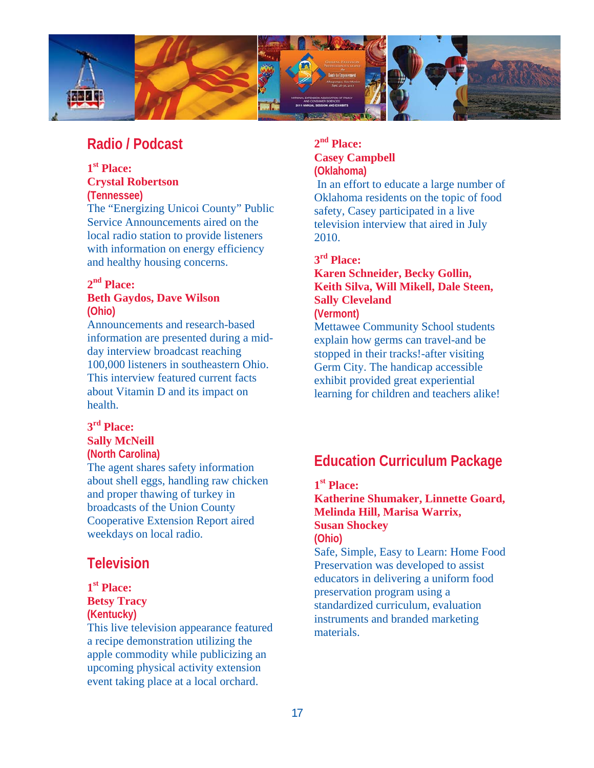## Radio / Podcast

**1st Place:**
**Crystal Robertson**
**(Tennessee)**
The “Energizing Unicoi County” Public Service Announcements aired on the local radio station to provide listeners with information on energy efficiency and healthy housing concerns.

**2nd Place:**
**Beth Gaydos, Dave Wilson**
**(Ohio)**
Announcements and research-based information are presented during a mid-day interview broadcast reaching 100,000 listeners in southeastern Ohio. This interview featured current facts about Vitamin D and its impact on health.

**3rd Place:**
**Sally McNeill**
**(North Carolina)**
The agent shares safety information about shell eggs, handling raw chicken and proper thawing of turkey in broadcasts of the Union County Cooperative Extension Report aired weekdays on local radio.

## Television

**1st Place:**
**Betsy Tracy**
**(Kentucky)**
This live television appearance featured a recipe demonstration utilizing the apple commodity while publicizing an upcoming physical activity extension event taking place at a local orchard.

**2nd Place:**
**Casey Campbell**
**(Oklahoma)**
In an effort to educate a large number of Oklahoma residents on the topic of food safety, Casey participated in a live television interview that aired in July 2010.

**3rd Place:**
**Karen Schneider, Becky Gollin, Keith Silva, Will Mikell, Dale Steen, Sally Cleveland**
**(Vermont)**
Mettawee Community School students explain how germs can travel-and be stopped in their tracks!-after visiting Germ City. The handicap accessible exhibit provided great experiential learning for children and teachers alike!

## Education Curriculum Package

**1st Place:**
**Katherine Shumaker, Linnette Goard, Melinda Hill, Marisa Warrix, Susan Shockey**
**(Ohio)**
Safe, Simple, Easy to Learn: Home Food Preservation was developed to assist educators in delivering a uniform food preservation program using a standardized curriculum, evaluation instruments and branded marketing materials.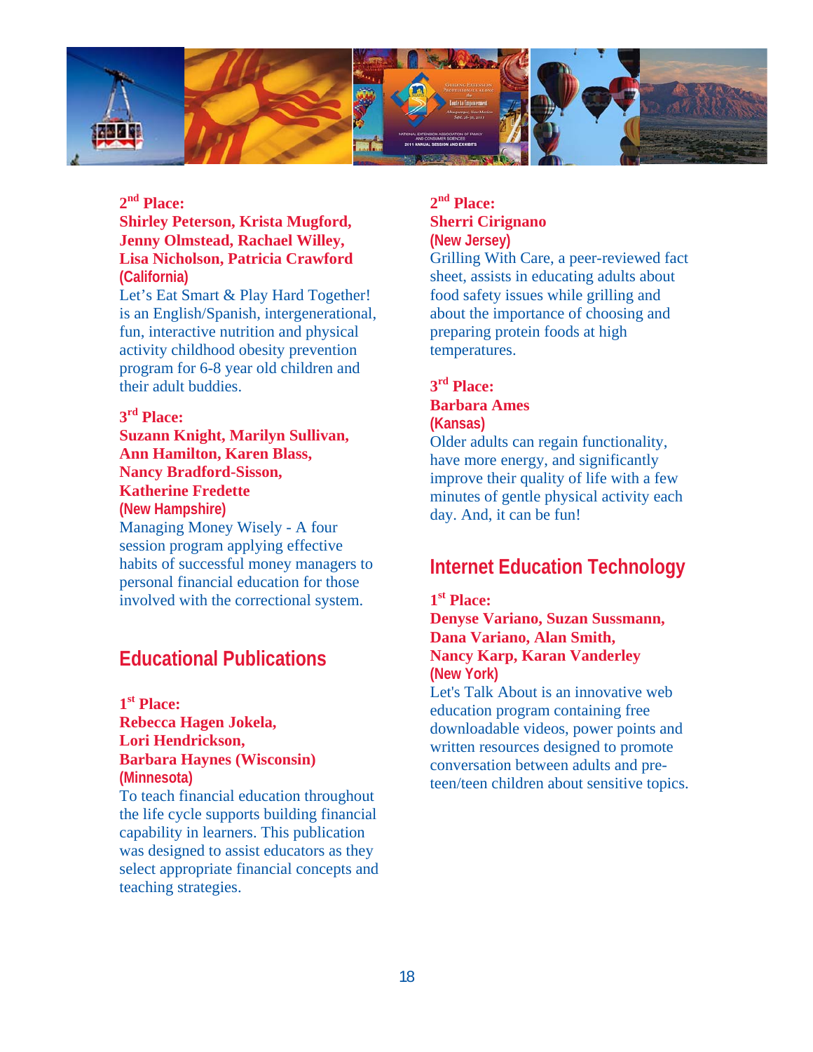**2nd Place:**
**Shirley Peterson, Krista Mugford, Jenny Olmstead, Rachael Willey, Lisa Nicholson, Patricia Crawford**
**(California)**
Let's Eat Smart & Play Hard Together! is an English/Spanish, intergenerational, fun, interactive nutrition and physical activity childhood obesity prevention program for 6-8 year old children and their adult buddies.

**3rd Place:**
**Suzann Knight, Marilyn Sullivan, Ann Hamilton, Karen Blass, Nancy Bradford-Sisson, Katherine Fredette**
**(New Hampshire)**
Managing Money Wisely - A four session program applying effective habits of successful money managers to personal financial education for those involved with the correctional system.

## Educational Publications

**1st Place:**
**Rebecca Hagen Jokela, Lori Hendrickson, Barbara Haynes (Wisconsin)**
**(Minnesota)**
To teach financial education throughout the life cycle supports building financial capability in learners. This publication was designed to assist educators as they select appropriate financial concepts and teaching strategies.

**2nd Place:**
**Sherri Cirignano**
**(New Jersey)**
Grilling With Care, a peer-reviewed fact sheet, assists in educating adults about food safety issues while grilling and about the importance of choosing and preparing protein foods at high temperatures.

**3rd Place:**
**Barbara Ames**
**(Kansas)**
Older adults can regain functionality, have more energy, and significantly improve their quality of life with a few minutes of gentle physical activity each day. And, it can be fun!

## Internet Education Technology

**1st Place:**
**Denyse Variano, Suzan Sussmann, Dana Variano, Alan Smith, Nancy Karp, Karan Vanderley**
**(New York)**
Let's Talk About is an innovative web education program containing free downloadable videos, power points and written resources designed to promote conversation between adults and pre-teen/teen children about sensitive topics.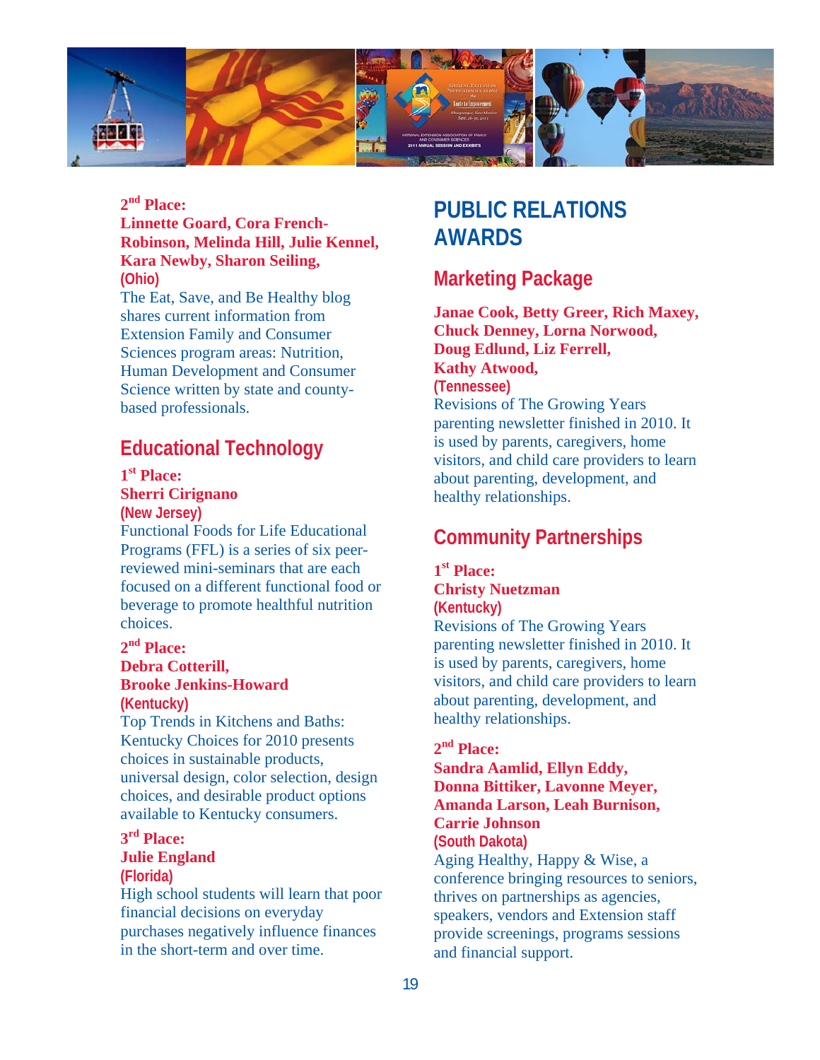**2nd Place:**
**Linnette Goard, Cora French-Robinson, Melinda Hill, Julie Kennel, Kara Newby, Sharon Seiling,**
**(Ohio)**
The Eat, Save, and Be Healthy blog shares current information from Extension Family and Consumer Sciences program areas: Nutrition, Human Development and Consumer Science written by state and county-based professionals.

## Educational Technology

**1st Place:**
**Sherri Cirignano**
**(New Jersey)**
Functional Foods for Life Educational Programs (FFL) is a series of six peer-reviewed mini-seminars that are each focused on a different functional food or beverage to promote healthful nutrition choices.

**2nd Place:**
**Debra Cotterill,**
**Brooke Jenkins-Howard**
**(Kentucky)**
Top Trends in Kitchens and Baths: Kentucky Choices for 2010 presents choices in sustainable products, universal design, color selection, design choices, and desirable product options available to Kentucky consumers.

**3rd Place:**
**Julie England**
**(Florida)**
High school students will learn that poor financial decisions on everyday purchases negatively influence finances in the short-term and over time.

# PUBLIC RELATIONS AWARDS

## Marketing Package

**Janae Cook, Betty Greer, Rich Maxey, Chuck Denney, Lorna Norwood, Doug Edlund, Liz Ferrell, Kathy Atwood,**
**(Tennessee)**
Revisions of The Growing Years parenting newsletter finished in 2010. It is used by parents, caregivers, home visitors, and child care providers to learn about parenting, development, and healthy relationships.

## Community Partnerships

**1st Place:**
**Christy Nuetzman**
**(Kentucky)**
Revisions of The Growing Years parenting newsletter finished in 2010. It is used by parents, caregivers, home visitors, and child care providers to learn about parenting, development, and healthy relationships.

**2nd Place:**
**Sandra Aamlid, Ellyn Eddy, Donna Bittiker, Lavonne Meyer, Amanda Larson, Leah Burnison, Carrie Johnson**
**(South Dakota)**
Aging Healthy, Happy & Wise, a conference bringing resources to seniors, thrives on partnerships as agencies, speakers, vendors and Extension staff provide screenings, programs sessions and financial support.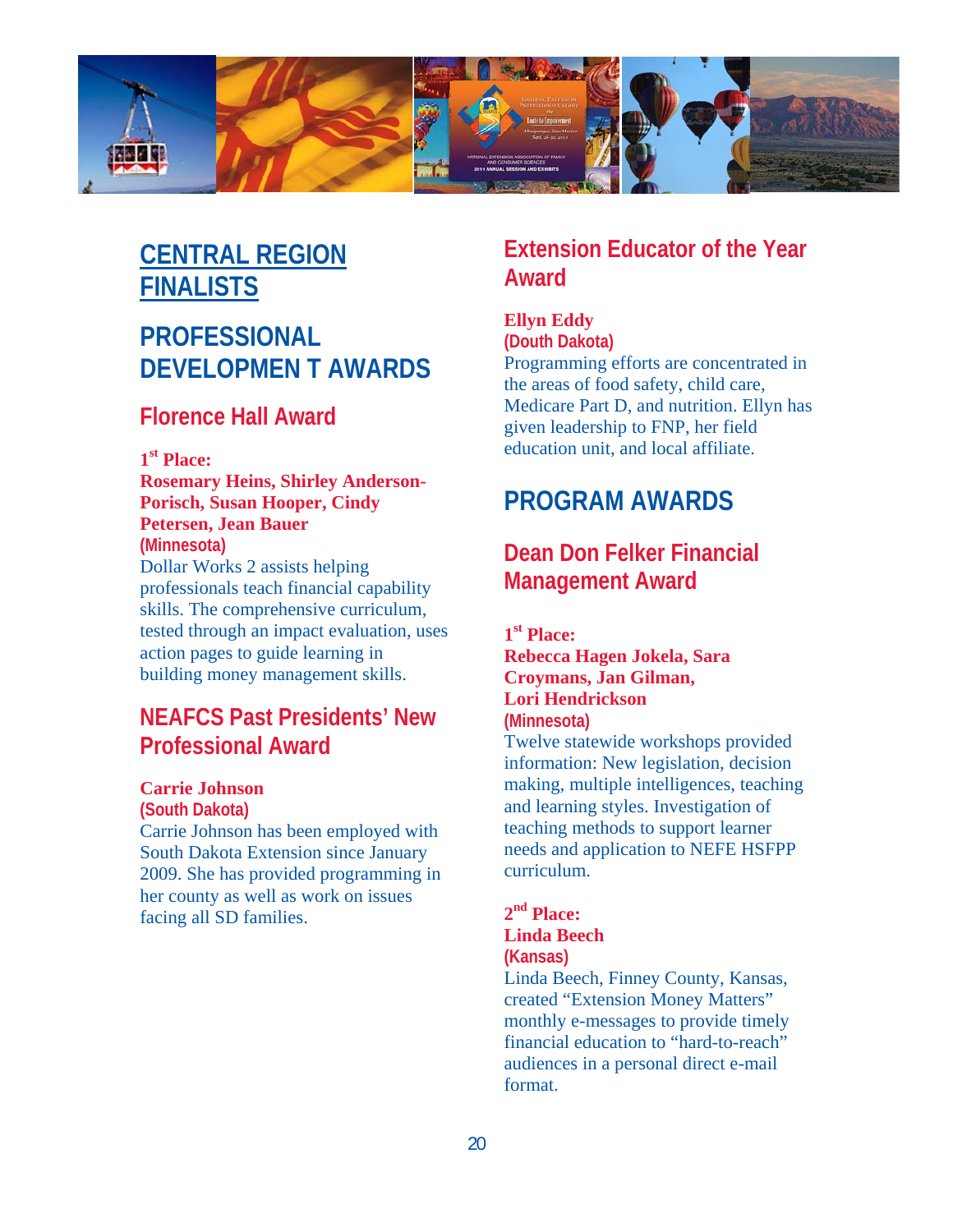# CENTRAL REGION FINALISTS

## PROFESSIONAL DEVELOPMEN T AWARDS

### Florence Hall Award

**1st Place:**
**Rosemary Heins, Shirley Anderson-Porisch, Susan Hooper, Cindy Petersen, Jean Bauer**
**(Minnesota)**
Dollar Works 2 assists helping professionals teach financial capability skills. The comprehensive curriculum, tested through an impact evaluation, uses action pages to guide learning in building money management skills.

### NEAFCS Past Presidents' New Professional Award

**Carrie Johnson**
**(South Dakota)**
Carrie Johnson has been employed with South Dakota Extension since January 2009. She has provided programming in her county as well as work on issues facing all SD families.

### Extension Educator of the Year Award

**Ellyn Eddy**
**(Douth Dakota)**
Programming efforts are concentrated in the areas of food safety, child care, Medicare Part D, and nutrition. Ellyn has given leadership to FNP, her field education unit, and local affiliate.

## PROGRAM AWARDS

### Dean Don Felker Financial Management Award

**1st Place:**
**Rebecca Hagen Jokela, Sara Croymans, Jan Gilman, Lori Hendrickson**
**(Minnesota)**
Twelve statewide workshops provided information: New legislation, decision making, multiple intelligences, teaching and learning styles. Investigation of teaching methods to support learner needs and application to NEFE HSFPP curriculum.

**2nd Place:**
**Linda Beech**
**(Kansas)**
Linda Beech, Finney County, Kansas, created "Extension Money Matters" monthly e-messages to provide timely financial education to "hard-to-reach" audiences in a personal direct e-mail format.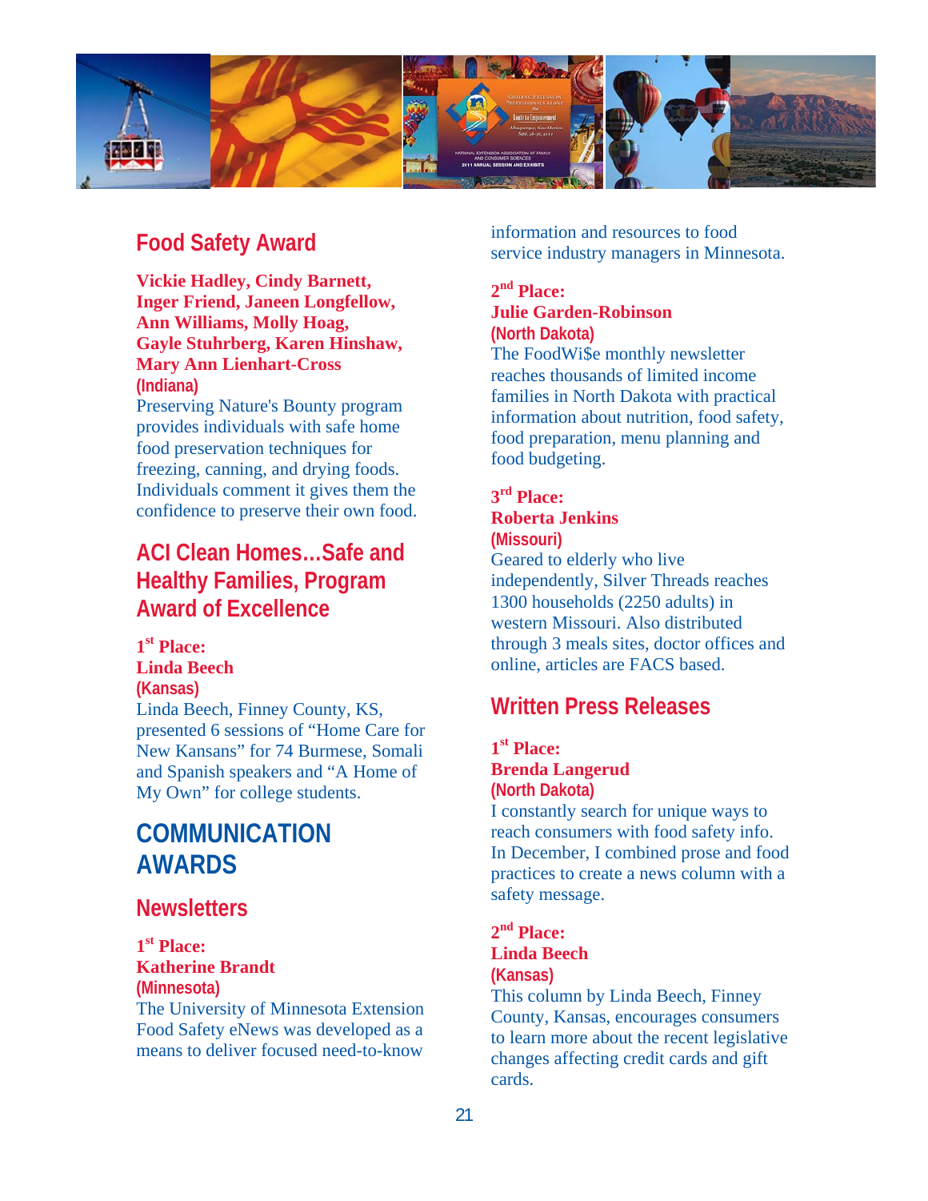## Food Safety Award

**Vickie Hadley, Cindy Barnett, Inger Friend, Janeen Longfellow, Ann Williams, Molly Hoag, Gayle Stuhrberg, Karen Hinshaw, Mary Ann Lienhart-Cross**
**(Indiana)**
Preserving Nature's Bounty program provides individuals with safe home food preservation techniques for freezing, canning, and drying foods. Individuals comment it gives them the confidence to preserve their own food.

## ACI Clean Homes…Safe and Healthy Families, Program Award of Excellence

**1st Place:**
**Linda Beech**
**(Kansas)**
Linda Beech, Finney County, KS, presented 6 sessions of "Home Care for New Kansans" for 74 Burmese, Somali and Spanish speakers and "A Home of My Own" for college students.

# COMMUNICATION AWARDS

## Newsletters

**1st Place:**
**Katherine Brandt**
**(Minnesota)**
The University of Minnesota Extension Food Safety eNews was developed as a means to deliver focused need-to-know information and resources to food service industry managers in Minnesota.

**2nd Place:**
**Julie Garden-Robinson**
**(North Dakota)**
The FoodWi$e monthly newsletter reaches thousands of limited income families in North Dakota with practical information about nutrition, food safety, food preparation, menu planning and food budgeting.

**3rd Place:**
**Roberta Jenkins**
**(Missouri)**
Geared to elderly who live independently, Silver Threads reaches 1300 households (2250 adults) in western Missouri. Also distributed through 3 meals sites, doctor offices and online, articles are FACS based.

## Written Press Releases

**1st Place:**
**Brenda Langerud**
**(North Dakota)**
I constantly search for unique ways to reach consumers with food safety info. In December, I combined prose and food practices to create a news column with a safety message.

**2nd Place:**
**Linda Beech**
**(Kansas)**
This column by Linda Beech, Finney County, Kansas, encourages consumers to learn more about the recent legislative changes affecting credit cards and gift cards.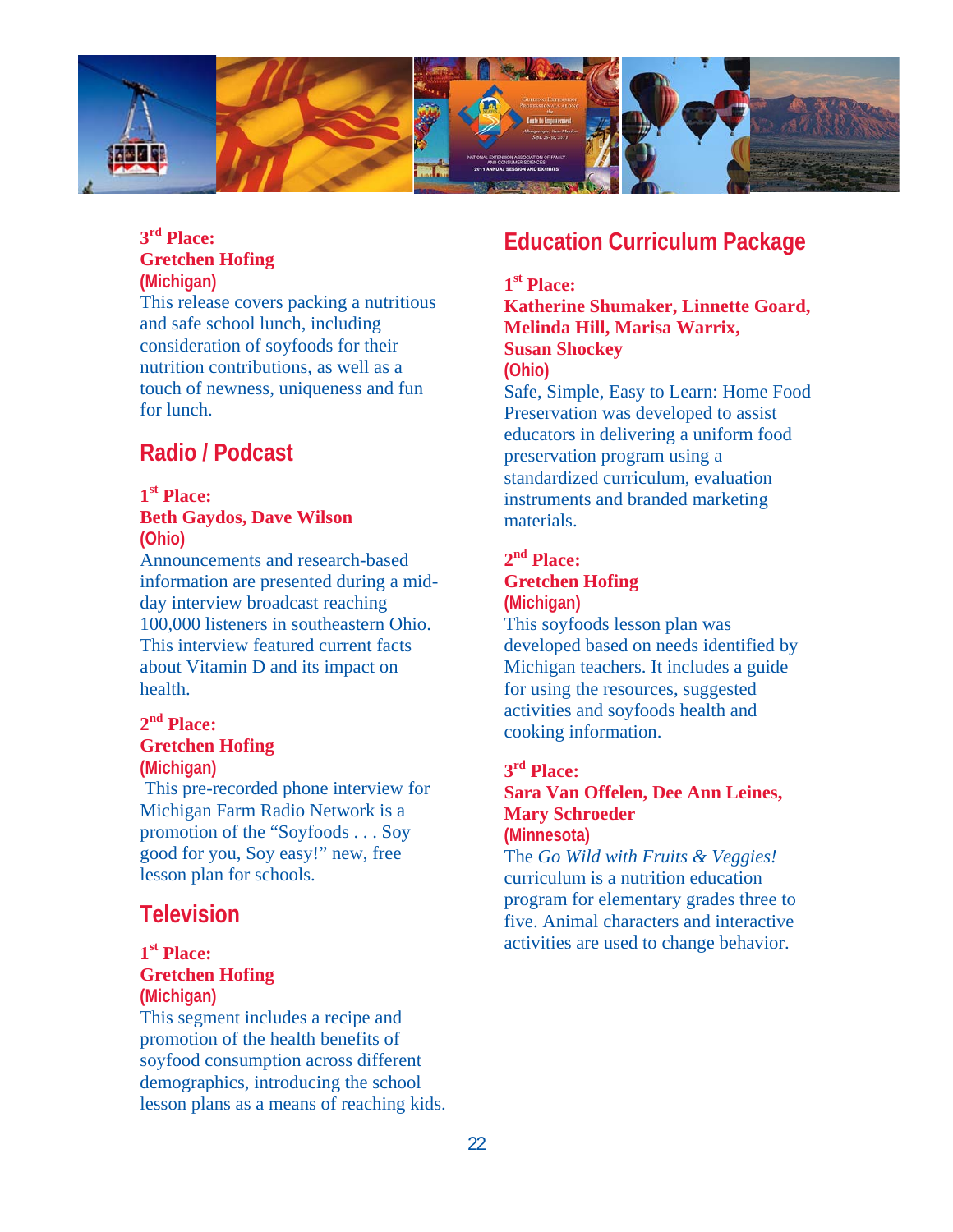### 3rd Place:
**Gretchen Hofing**
**(Michigan)**

This release covers packing a nutritious and safe school lunch, including consideration of soyfoods for their nutrition contributions, as well as a touch of newness, uniqueness and fun for lunch.

## Radio / Podcast

### 1st Place:
**Beth Gaydos, Dave Wilson**
**(Ohio)**

Announcements and research-based information are presented during a mid-day interview broadcast reaching 100,000 listeners in southeastern Ohio. This interview featured current facts about Vitamin D and its impact on health.

### 2nd Place:
**Gretchen Hofing**
**(Michigan)**

This pre-recorded phone interview for Michigan Farm Radio Network is a promotion of the "Soyfoods . . . Soy good for you, Soy easy!" new, free lesson plan for schools.

## Television

### 1st Place:
**Gretchen Hofing**
**(Michigan)**

This segment includes a recipe and promotion of the health benefits of soyfood consumption across different demographics, introducing the school lesson plans as a means of reaching kids.

## Education Curriculum Package

### 1st Place:
**Katherine Shumaker, Linnette Goard, Melinda Hill, Marisa Warrix, Susan Shockey**
**(Ohio)**

Safe, Simple, Easy to Learn: Home Food Preservation was developed to assist educators in delivering a uniform food preservation program using a standardized curriculum, evaluation instruments and branded marketing materials.

### 2nd Place:
**Gretchen Hofing**
**(Michigan)**

This soyfoods lesson plan was developed based on needs identified by Michigan teachers. It includes a guide for using the resources, suggested activities and soyfoods health and cooking information.

### 3rd Place:
**Sara Van Offelen, Dee Ann Leines, Mary Schroeder**
**(Minnesota)**

The *Go Wild with Fruits & Veggies!* curriculum is a nutrition education program for elementary grades three to five. Animal characters and interactive activities are used to change behavior.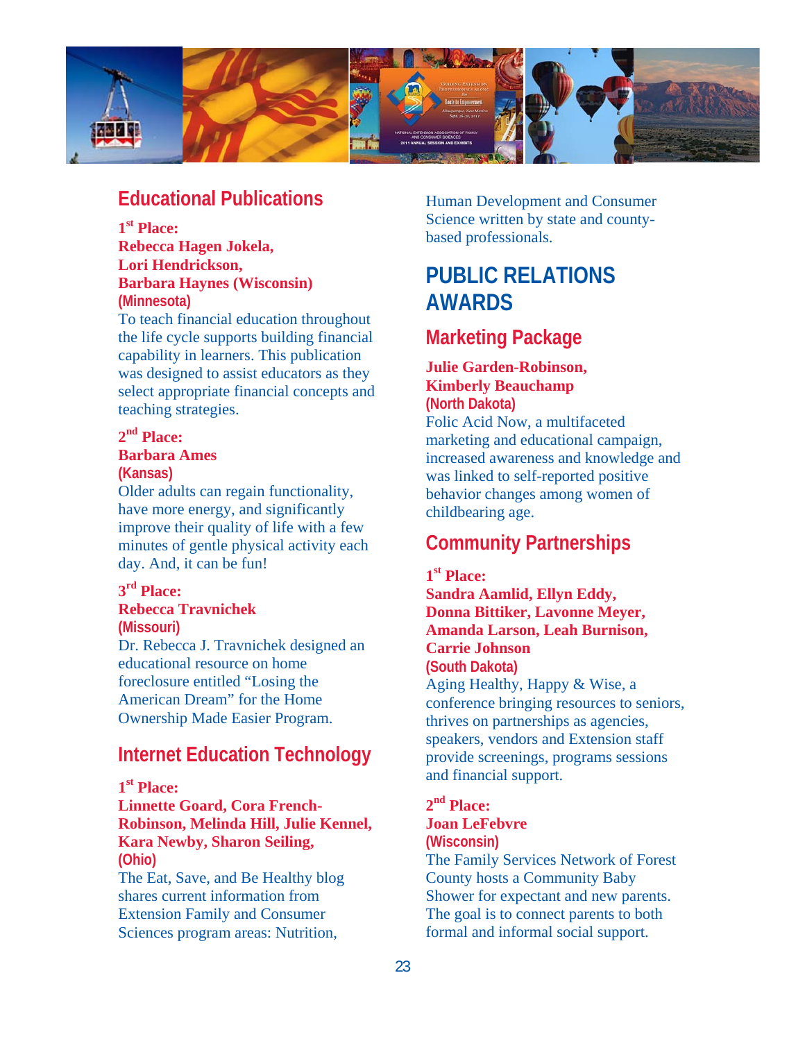### Educational Publications

**1st Place:**
**Rebecca Hagen Jokela,**
**Lori Hendrickson,**
**Barbara Haynes (Wisconsin)**
**(Minnesota)**
To teach financial education throughout the life cycle supports building financial capability in learners. This publication was designed to assist educators as they select appropriate financial concepts and teaching strategies.

**2nd Place:**
**Barbara Ames**
**(Kansas)**
Older adults can regain functionality, have more energy, and significantly improve their quality of life with a few minutes of gentle physical activity each day. And, it can be fun!

**3rd Place:**
**Rebecca Travnichek**
**(Missouri)**
Dr. Rebecca J. Travnichek designed an educational resource on home foreclosure entitled "Losing the American Dream" for the Home Ownership Made Easier Program.

### Internet Education Technology

**1st Place:**
**Linnette Goard, Cora French-Robinson, Melinda Hill, Julie Kennel, Kara Newby, Sharon Seiling,**
**(Ohio)**
The Eat, Save, and Be Healthy blog shares current information from Extension Family and Consumer Sciences program areas: Nutrition, Human Development and Consumer Science written by state and county-based professionals.

## PUBLIC RELATIONS AWARDS

### Marketing Package

**Julie Garden-Robinson,**
**Kimberly Beauchamp**
**(North Dakota)**
Folic Acid Now, a multifaceted marketing and educational campaign, increased awareness and knowledge and was linked to self-reported positive behavior changes among women of childbearing age.

### Community Partnerships

**1st Place:**
**Sandra Aamlid, Ellyn Eddy, Donna Bittiker, Lavonne Meyer, Amanda Larson, Leah Burnison, Carrie Johnson**
**(South Dakota)**
Aging Healthy, Happy & Wise, a conference bringing resources to seniors, thrives on partnerships as agencies, speakers, vendors and Extension staff provide screenings, programs sessions and financial support.

**2nd Place:**
**Joan LeFebvre**
**(Wisconsin)**
The Family Services Network of Forest County hosts a Community Baby Shower for expectant and new parents. The goal is to connect parents to both formal and informal social support.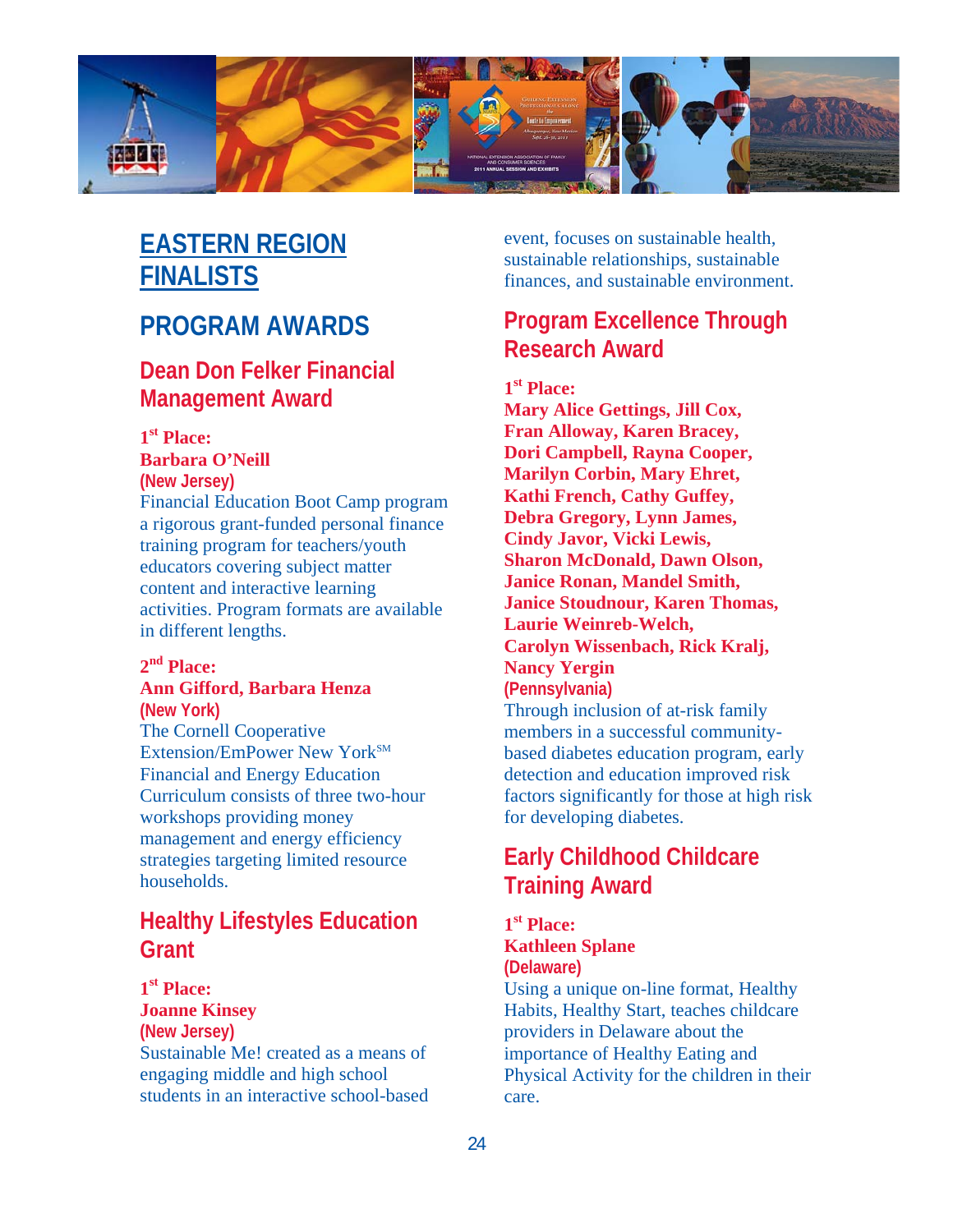# EASTERN REGION FINALISTS

## PROGRAM AWARDS

### Dean Don Felker Financial Management Award

**1st Place:**
**Barbara O'Neill**
**(New Jersey)**
Financial Education Boot Camp program a rigorous grant-funded personal finance training program for teachers/youth educators covering subject matter content and interactive learning activities. Program formats are available in different lengths.

**2nd Place:**
**Ann Gifford, Barbara Henza**
**(New York)**
The Cornell Cooperative Extension/EmPower New York[SM] Financial and Energy Education Curriculum consists of three two-hour workshops providing money management and energy efficiency strategies targeting limited resource households.

### Healthy Lifestyles Education Grant

**1st Place:**
**Joanne Kinsey**
**(New Jersey)**
Sustainable Me! created as a means of engaging middle and high school students in an interactive school-based event, focuses on sustainable health, sustainable relationships, sustainable finances, and sustainable environment.

### Program Excellence Through Research Award

**1st Place:**
**Mary Alice Gettings, Jill Cox, Fran Alloway, Karen Bracey, Dori Campbell, Rayna Cooper, Marilyn Corbin, Mary Ehret, Kathi French, Cathy Guffey, Debra Gregory, Lynn James, Cindy Javor, Vicki Lewis, Sharon McDonald, Dawn Olson, Janice Ronan, Mandel Smith, Janice Stoudnour, Karen Thomas, Laurie Weinreb-Welch, Carolyn Wissenbach, Rick Kralj, Nancy Yergin**
**(Pennsylvania)**
Through inclusion of at-risk family members in a successful community-based diabetes education program, early detection and education improved risk factors significantly for those at high risk for developing diabetes.

### Early Childhood Childcare Training Award

**1st Place:**
**Kathleen Splane**
**(Delaware)**
Using a unique on-line format, Healthy Habits, Healthy Start, teaches childcare providers in Delaware about the importance of Healthy Eating and Physical Activity for the children in their care.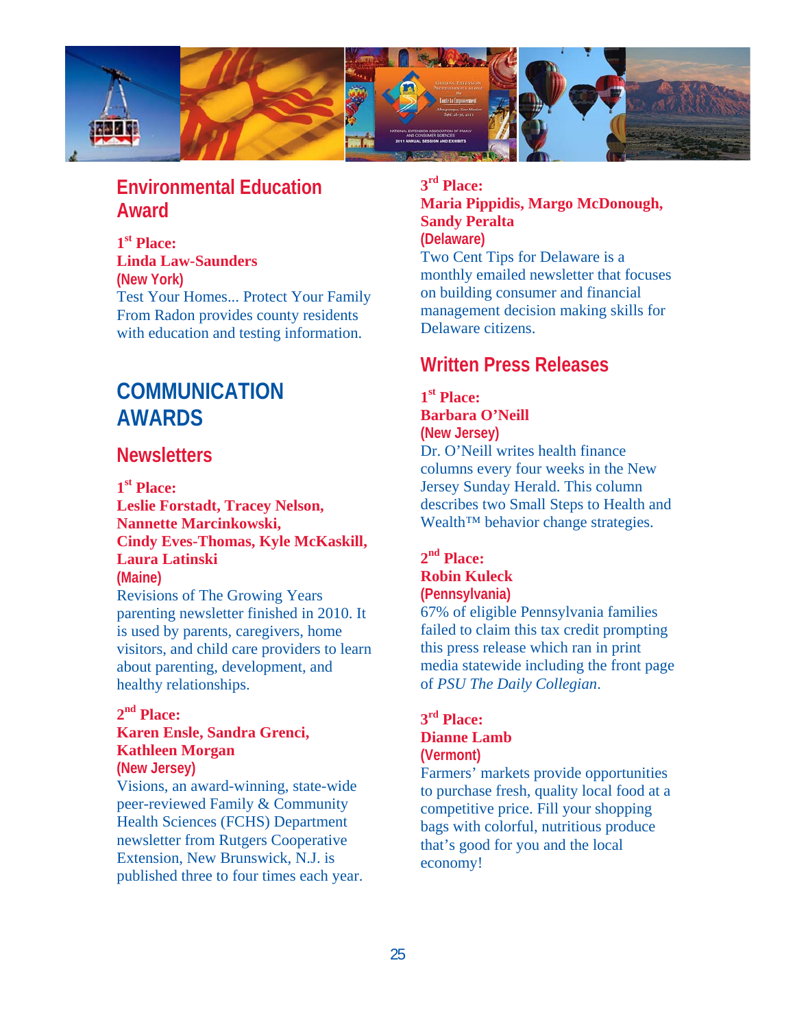## Environmental Education Award

**1st Place:**
**Linda Law-Saunders**
**(New York)**
Test Your Homes... Protect Your Family From Radon provides county residents with education and testing information.

# COMMUNICATION AWARDS

## Newsletters

**1st Place:**
**Leslie Forstadt, Tracey Nelson, Nannette Marcinkowski, Cindy Eves-Thomas, Kyle McKaskill, Laura Latinski**
**(Maine)**
Revisions of The Growing Years parenting newsletter finished in 2010. It is used by parents, caregivers, home visitors, and child care providers to learn about parenting, development, and healthy relationships.

**2nd Place:**
**Karen Ensle, Sandra Grenci, Kathleen Morgan**
**(New Jersey)**
Visions, an award-winning, state-wide peer-reviewed Family & Community Health Sciences (FCHS) Department newsletter from Rutgers Cooperative Extension, New Brunswick, N.J. is published three to four times each year.

**3rd Place:**
**Maria Pippidis, Margo McDonough, Sandy Peralta**
**(Delaware)**
Two Cent Tips for Delaware is a monthly emailed newsletter that focuses on building consumer and financial management decision making skills for Delaware citizens.

## Written Press Releases

**1st Place:**
**Barbara O'Neill**
**(New Jersey)**
Dr. O'Neill writes health finance columns every four weeks in the New Jersey Sunday Herald. This column describes two Small Steps to Health and Wealth™ behavior change strategies.

**2nd Place:**
**Robin Kuleck**
**(Pennsylvania)**
67% of eligible Pennsylvania families failed to claim this tax credit prompting this press release which ran in print media statewide including the front page of *PSU The Daily Collegian*.

**3rd Place:**
**Dianne Lamb**
**(Vermont)**
Farmers' markets provide opportunities to purchase fresh, quality local food at a competitive price. Fill your shopping bags with colorful, nutritious produce that's good for you and the local economy!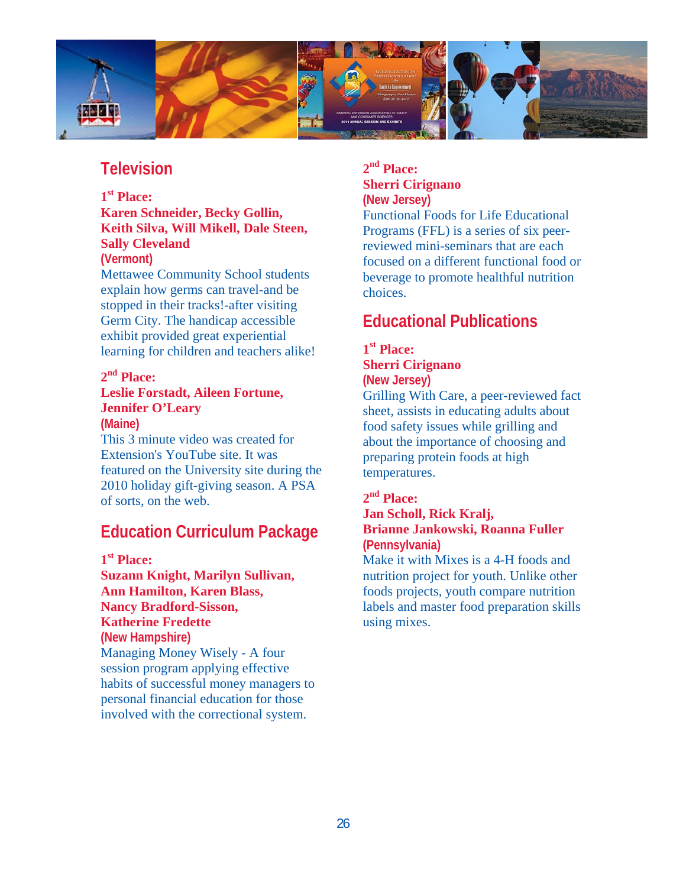## Television

**1st Place:**
**Karen Schneider, Becky Gollin, Keith Silva, Will Mikell, Dale Steen, Sally Cleveland**
**(Vermont)**
Mettawee Community School students explain how germs can travel-and be stopped in their tracks!-after visiting Germ City. The handicap accessible exhibit provided great experiential learning for children and teachers alike!

**2nd Place:**
**Leslie Forstadt, Aileen Fortune, Jennifer O'Leary**
**(Maine)**
This 3 minute video was created for Extension's YouTube site. It was featured on the University site during the 2010 holiday gift-giving season. A PSA of sorts, on the web.

## Education Curriculum Package

**1st Place:**
**Suzann Knight, Marilyn Sullivan, Ann Hamilton, Karen Blass, Nancy Bradford-Sisson, Katherine Fredette**
**(New Hampshire)**
Managing Money Wisely - A four session program applying effective habits of successful money managers to personal financial education for those involved with the correctional system.

**2nd Place:**
**Sherri Cirignano**
**(New Jersey)**
Functional Foods for Life Educational Programs (FFL) is a series of six peer-reviewed mini-seminars that are each focused on a different functional food or beverage to promote healthful nutrition choices.

## Educational Publications

**1st Place:**
**Sherri Cirignano**
**(New Jersey)**
Grilling With Care, a peer-reviewed fact sheet, assists in educating adults about food safety issues while grilling and about the importance of choosing and preparing protein foods at high temperatures.

**2nd Place:**
**Jan Scholl, Rick Kralj, Brianne Jankowski, Roanna Fuller**
**(Pennsylvania)**
Make it with Mixes is a 4-H foods and nutrition project for youth. Unlike other foods projects, youth compare nutrition labels and master food preparation skills using mixes.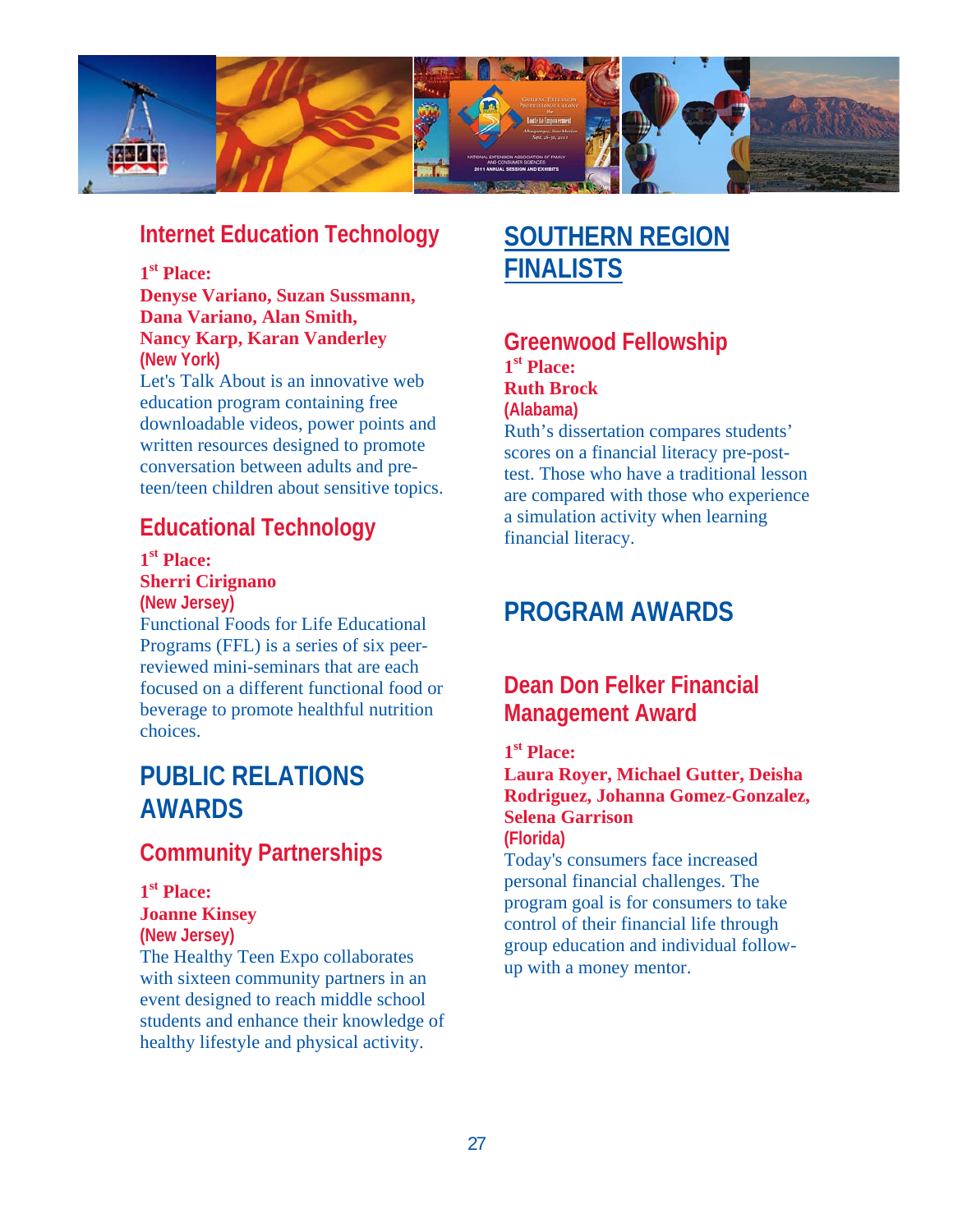## Internet Education Technology

**1st Place:**
**Denyse Variano, Suzan Sussmann, Dana Variano, Alan Smith, Nancy Karp, Karan Vanderley**
**(New York)**

Let's Talk About is an innovative web education program containing free downloadable videos, power points and written resources designed to promote conversation between adults and pre-teen/teen children about sensitive topics.

## Educational Technology

**1st Place:**
**Sherri Cirignano**
**(New Jersey)**

Functional Foods for Life Educational Programs (FFL) is a series of six peer-reviewed mini-seminars that are each focused on a different functional food or beverage to promote healthful nutrition choices.

# PUBLIC RELATIONS AWARDS

## Community Partnerships

**1st Place:**
**Joanne Kinsey**
**(New Jersey)**

The Healthy Teen Expo collaborates with sixteen community partners in an event designed to reach middle school students and enhance their knowledge of healthy lifestyle and physical activity.

# SOUTHERN REGION FINALISTS

## Greenwood Fellowship

**1st Place:**
**Ruth Brock**
**(Alabama)**

Ruth's dissertation compares students' scores on a financial literacy pre-post-test. Those who have a traditional lesson are compared with those who experience a simulation activity when learning financial literacy.

# PROGRAM AWARDS

## Dean Don Felker Financial Management Award

**1st Place:**
**Laura Royer, Michael Gutter, Deisha Rodriguez, Johanna Gomez-Gonzalez, Selena Garrison**
**(Florida)**

Today's consumers face increased personal financial challenges. The program goal is for consumers to take control of their financial life through group education and individual follow-up with a money mentor.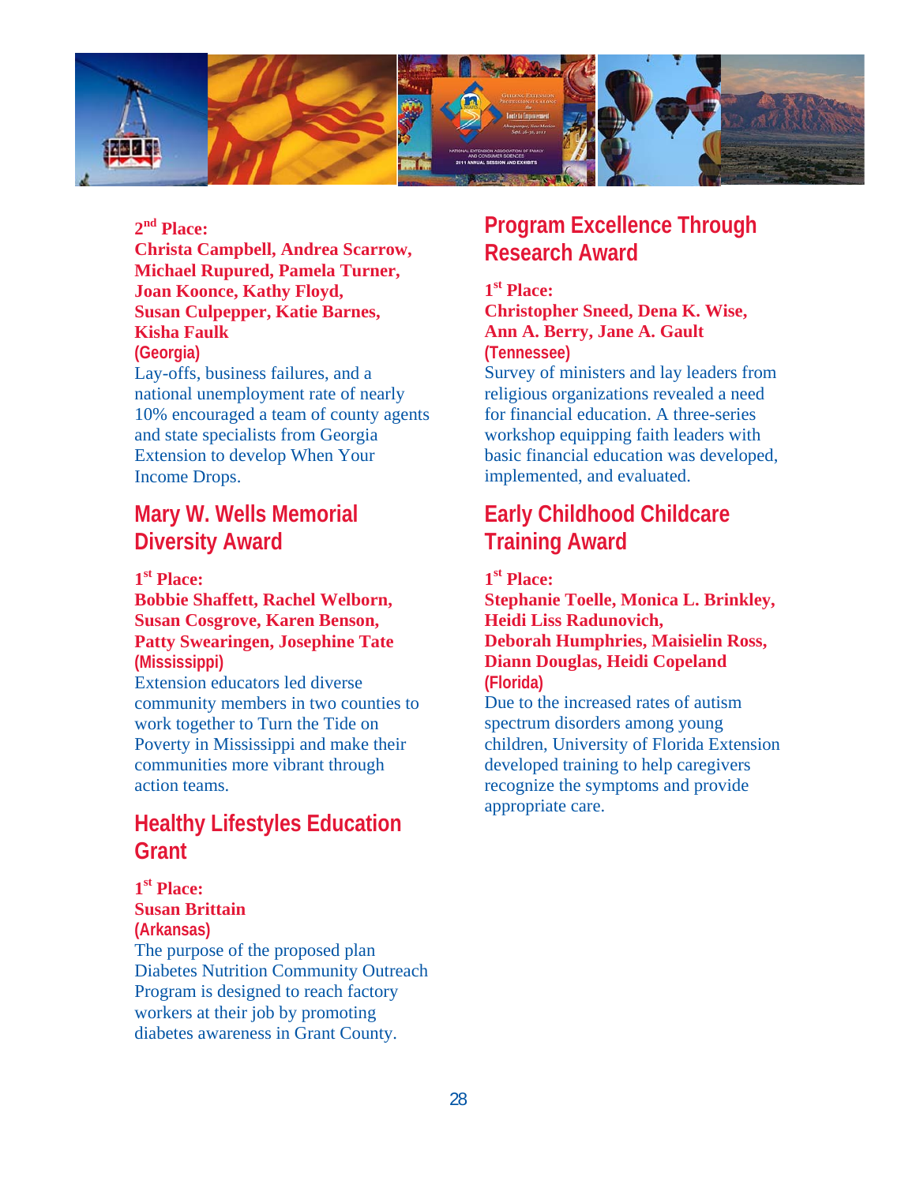**2nd Place:**
**Christa Campbell, Andrea Scarrow, Michael Rupured, Pamela Turner, Joan Koonce, Kathy Floyd, Susan Culpepper, Katie Barnes, Kisha Faulk**
**(Georgia)**
Lay-offs, business failures, and a national unemployment rate of nearly 10% encouraged a team of county agents and state specialists from Georgia Extension to develop When Your Income Drops.

## Mary W. Wells Memorial Diversity Award

**1st Place:**
**Bobbie Shaffett, Rachel Welborn, Susan Cosgrove, Karen Benson, Patty Swearingen, Josephine Tate**
**(Mississippi)**
Extension educators led diverse community members in two counties to work together to Turn the Tide on Poverty in Mississippi and make their communities more vibrant through action teams.

## Healthy Lifestyles Education Grant

**1st Place:**
**Susan Brittain**
**(Arkansas)**
The purpose of the proposed plan Diabetes Nutrition Community Outreach Program is designed to reach factory workers at their job by promoting diabetes awareness in Grant County.

## Program Excellence Through Research Award

**1st Place:**
**Christopher Sneed, Dena K. Wise, Ann A. Berry, Jane A. Gault**
**(Tennessee)**
Survey of ministers and lay leaders from religious organizations revealed a need for financial education. A three-series workshop equipping faith leaders with basic financial education was developed, implemented, and evaluated.

## Early Childhood Childcare Training Award

**1st Place:**
**Stephanie Toelle, Monica L. Brinkley, Heidi Liss Radunovich, Deborah Humphries, Maisielin Ross, Diann Douglas, Heidi Copeland**
**(Florida)**
Due to the increased rates of autism spectrum disorders among young children, University of Florida Extension developed training to help caregivers recognize the symptoms and provide appropriate care.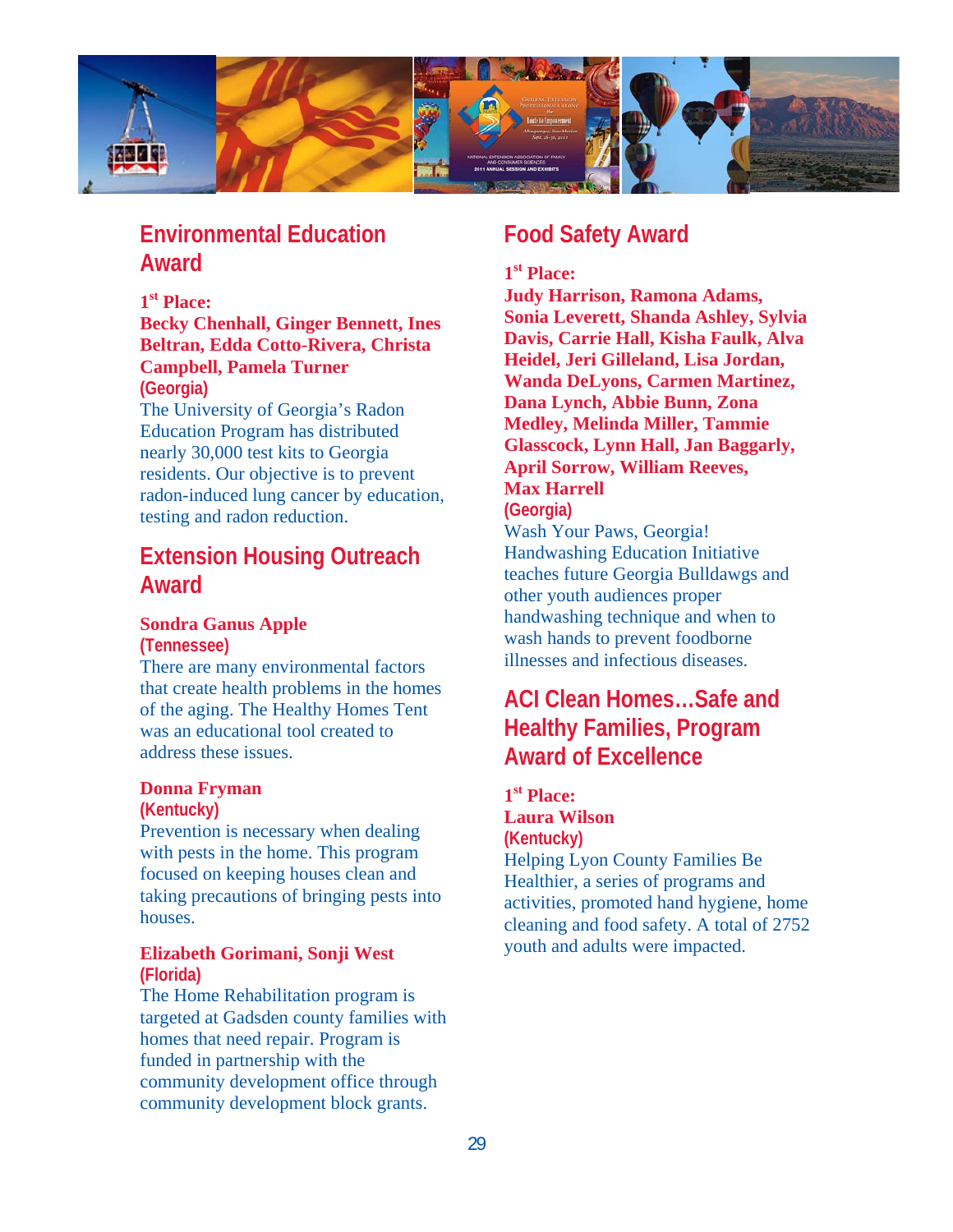## Environmental Education Award

**1st Place:**
**Becky Chenhall, Ginger Bennett, Ines Beltran, Edda Cotto-Rivera, Christa Campbell, Pamela Turner**
**(Georgia)**
The University of Georgia's Radon Education Program has distributed nearly 30,000 test kits to Georgia residents. Our objective is to prevent radon-induced lung cancer by education, testing and radon reduction.

## Extension Housing Outreach Award

**Sondra Ganus Apple**
**(Tennessee)**
There are many environmental factors that create health problems in the homes of the aging. The Healthy Homes Tent was an educational tool created to address these issues.

**Donna Fryman**
**(Kentucky)**
Prevention is necessary when dealing with pests in the home. This program focused on keeping houses clean and taking precautions of bringing pests into houses.

**Elizabeth Gorimani, Sonji West**
**(Florida)**
The Home Rehabilitation program is targeted at Gadsden county families with homes that need repair. Program is funded in partnership with the community development office through community development block grants.

## Food Safety Award

**1st Place:**
**Judy Harrison, Ramona Adams, Sonia Leverett, Shanda Ashley, Sylvia Davis, Carrie Hall, Kisha Faulk, Alva Heidel, Jeri Gilleland, Lisa Jordan, Wanda DeLyons, Carmen Martinez, Dana Lynch, Abbie Bunn, Zona Medley, Melinda Miller, Tammie Glasscock, Lynn Hall, Jan Baggarly, April Sorrow, William Reeves, Max Harrell**
**(Georgia)**
Wash Your Paws, Georgia! Handwashing Education Initiative teaches future Georgia Bulldawgs and other youth audiences proper handwashing technique and when to wash hands to prevent foodborne illnesses and infectious diseases.

## ACI Clean Homes…Safe and Healthy Families, Program Award of Excellence

**1st Place:**
**Laura Wilson**
**(Kentucky)**
Helping Lyon County Families Be Healthier, a series of programs and activities, promoted hand hygiene, home cleaning and food safety. A total of 2752 youth and adults were impacted.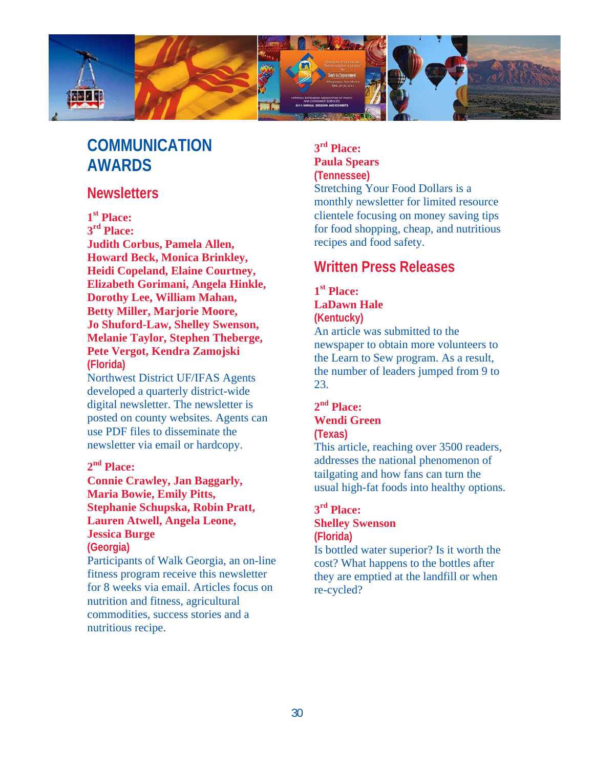# COMMUNICATION AWARDS

## Newsletters

**1st Place:**
**3rd Place:**
**Judith Corbus, Pamela Allen, Howard Beck, Monica Brinkley, Heidi Copeland, Elaine Courtney, Elizabeth Gorimani, Angela Hinkle, Dorothy Lee, William Mahan, Betty Miller, Marjorie Moore, Jo Shuford-Law, Shelley Swenson, Melanie Taylor, Stephen Theberge, Pete Vergot, Kendra Zamojski**
**(Florida)**
Northwest District UF/IFAS Agents developed a quarterly district-wide digital newsletter. The newsletter is posted on county websites. Agents can use PDF files to disseminate the newsletter via email or hardcopy.

**2nd Place:**
**Connie Crawley, Jan Baggarly, Maria Bowie, Emily Pitts, Stephanie Schupska, Robin Pratt, Lauren Atwell, Angela Leone, Jessica Burge**
**(Georgia)**
Participants of Walk Georgia, an on-line fitness program receive this newsletter for 8 weeks via email. Articles focus on nutrition and fitness, agricultural commodities, success stories and a nutritious recipe.

**3rd Place:**
**Paula Spears**
**(Tennessee)**
Stretching Your Food Dollars is a monthly newsletter for limited resource clientele focusing on money saving tips for food shopping, cheap, and nutritious recipes and food safety.

## Written Press Releases

**1st Place:**
**LaDawn Hale**
**(Kentucky)**
An article was submitted to the newspaper to obtain more volunteers to the Learn to Sew program. As a result, the number of leaders jumped from 9 to 23.

**2nd Place:**
**Wendi Green**
**(Texas)**
This article, reaching over 3500 readers, addresses the national phenomenon of tailgating and how fans can turn the usual high-fat foods into healthy options.

**3rd Place:**
**Shelley Swenson**
**(Florida)**
Is bottled water superior? Is it worth the cost? What happens to the bottles after they are emptied at the landfill or when re-cycled?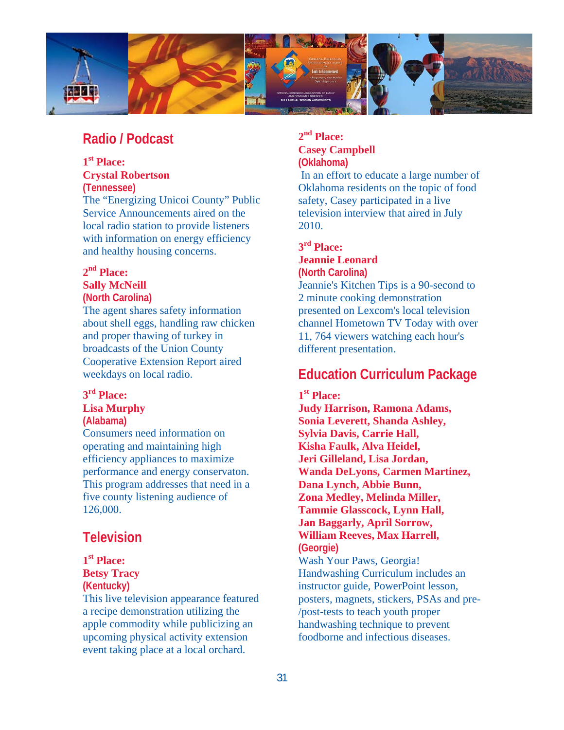## Radio / Podcast

**1st Place:**
**Crystal Robertson**
**(Tennessee)**
The "Energizing Unicoi County" Public Service Announcements aired on the local radio station to provide listeners with information on energy efficiency and healthy housing concerns.

**2nd Place:**
**Sally McNeill**
**(North Carolina)**
The agent shares safety information about shell eggs, handling raw chicken and proper thawing of turkey in broadcasts of the Union County Cooperative Extension Report aired weekdays on local radio.

**3rd Place:**
**Lisa Murphy**
**(Alabama)**
Consumers need information on operating and maintaining high efficiency appliances to maximize performance and energy conservaton. This program addresses that need in a five county listening audience of 126,000.

## Television

**1st Place:**
**Betsy Tracy**
**(Kentucky)**
This live television appearance featured a recipe demonstration utilizing the apple commodity while publicizing an upcoming physical activity extension event taking place at a local orchard.

**2nd Place:**
**Casey Campbell**
**(Oklahoma)**
In an effort to educate a large number of Oklahoma residents on the topic of food safety, Casey participated in a live television interview that aired in July 2010.

**3rd Place:**
**Jeannie Leonard**
**(North Carolina)**
Jeannie's Kitchen Tips is a 90-second to 2 minute cooking demonstration presented on Lexcom's local television channel Hometown TV Today with over 11, 764 viewers watching each hour's different presentation.

## Education Curriculum Package

**1st Place:**
**Judy Harrison, Ramona Adams, Sonia Leverett, Shanda Ashley, Sylvia Davis, Carrie Hall, Kisha Faulk, Alva Heidel, Jeri Gilleland, Lisa Jordan, Wanda DeLyons, Carmen Martinez, Dana Lynch, Abbie Bunn, Zona Medley, Melinda Miller, Tammie Glasscock, Lynn Hall, Jan Baggarly, April Sorrow, William Reeves, Max Harrell,**
**(Georgie)**
Wash Your Paws, Georgia! Handwashing Curriculum includes an instructor guide, PowerPoint lesson, posters, magnets, stickers, PSAs and pre-/post-tests to teach youth proper handwashing technique to prevent foodborne and infectious diseases.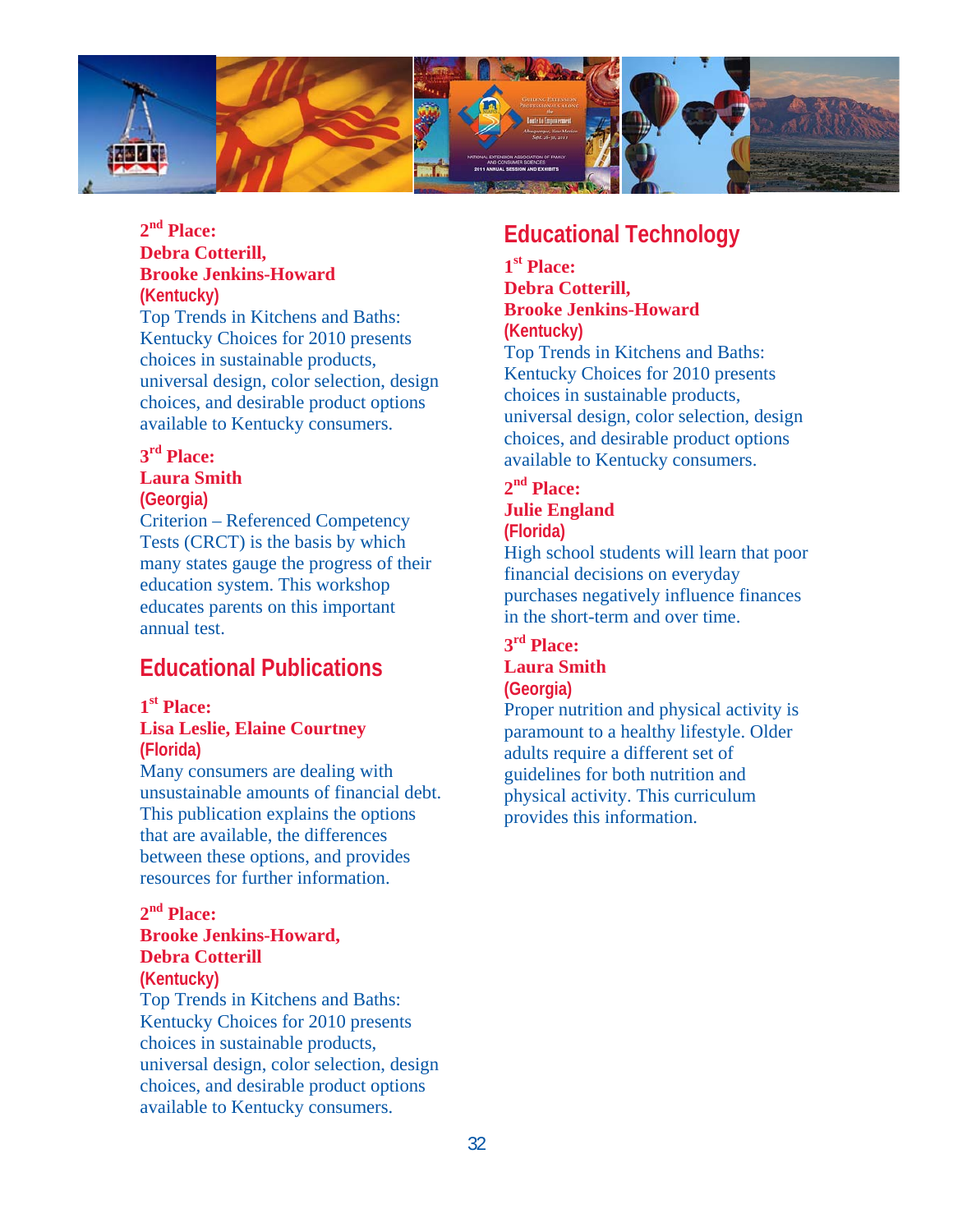**2nd Place:**
**Debra Cotterill,**
**Brooke Jenkins-Howard**
**(Kentucky)**
Top Trends in Kitchens and Baths: Kentucky Choices for 2010 presents choices in sustainable products, universal design, color selection, design choices, and desirable product options available to Kentucky consumers.

**3rd Place:**
**Laura Smith**
**(Georgia)**
Criterion – Referenced Competency Tests (CRCT) is the basis by which many states gauge the progress of their education system. This workshop educates parents on this important annual test.

## Educational Publications

**1st Place:**
**Lisa Leslie, Elaine Courtney**
**(Florida)**
Many consumers are dealing with unsustainable amounts of financial debt. This publication explains the options that are available, the differences between these options, and provides resources for further information.

**2nd Place:**
**Brooke Jenkins-Howard,**
**Debra Cotterill**
**(Kentucky)**
Top Trends in Kitchens and Baths: Kentucky Choices for 2010 presents choices in sustainable products, universal design, color selection, design choices, and desirable product options available to Kentucky consumers.

## Educational Technology

**1st Place:**
**Debra Cotterill,**
**Brooke Jenkins-Howard**
**(Kentucky)**
Top Trends in Kitchens and Baths: Kentucky Choices for 2010 presents choices in sustainable products, universal design, color selection, design choices, and desirable product options available to Kentucky consumers.

**2nd Place:**
**Julie England**
**(Florida)**
High school students will learn that poor financial decisions on everyday purchases negatively influence finances in the short-term and over time.

**3rd Place:**
**Laura Smith**
**(Georgia)**
Proper nutrition and physical activity is paramount to a healthy lifestyle. Older adults require a different set of guidelines for both nutrition and physical activity. This curriculum provides this information.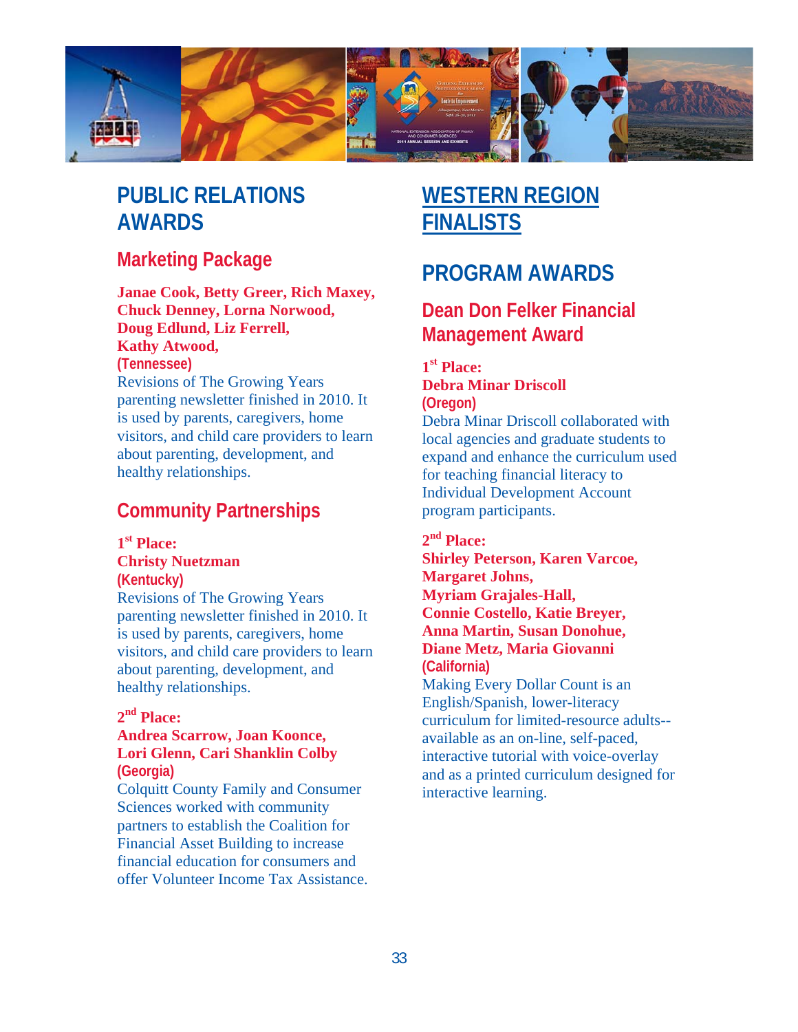## PUBLIC RELATIONS AWARDS

### Marketing Package

**Janae Cook, Betty Greer, Rich Maxey, Chuck Denney, Lorna Norwood, Doug Edlund, Liz Ferrell, Kathy Atwood,**
**(Tennessee)**
Revisions of The Growing Years parenting newsletter finished in 2010. It is used by parents, caregivers, home visitors, and child care providers to learn about parenting, development, and healthy relationships.

### Community Partnerships

**1st Place:**
**Christy Nuetzman**
**(Kentucky)**
Revisions of The Growing Years parenting newsletter finished in 2010. It is used by parents, caregivers, home visitors, and child care providers to learn about parenting, development, and healthy relationships.

**2nd Place:**
**Andrea Scarrow, Joan Koonce, Lori Glenn, Cari Shanklin Colby**
**(Georgia)**
Colquitt County Family and Consumer Sciences worked with community partners to establish the Coalition for Financial Asset Building to increase financial education for consumers and offer Volunteer Income Tax Assistance.

## WESTERN REGION FINALISTS

## PROGRAM AWARDS

### Dean Don Felker Financial Management Award

**1st Place:**
**Debra Minar Driscoll**
**(Oregon)**
Debra Minar Driscoll collaborated with local agencies and graduate students to expand and enhance the curriculum used for teaching financial literacy to Individual Development Account program participants.

**2nd Place:**
**Shirley Peterson, Karen Varcoe, Margaret Johns, Myriam Grajales-Hall, Connie Costello, Katie Breyer, Anna Martin, Susan Donohue, Diane Metz, Maria Giovanni**
**(California)**
Making Every Dollar Count is an English/Spanish, lower-literacy curriculum for limited-resource adults--available as an on-line, self-paced, interactive tutorial with voice-overlay and as a printed curriculum designed for interactive learning.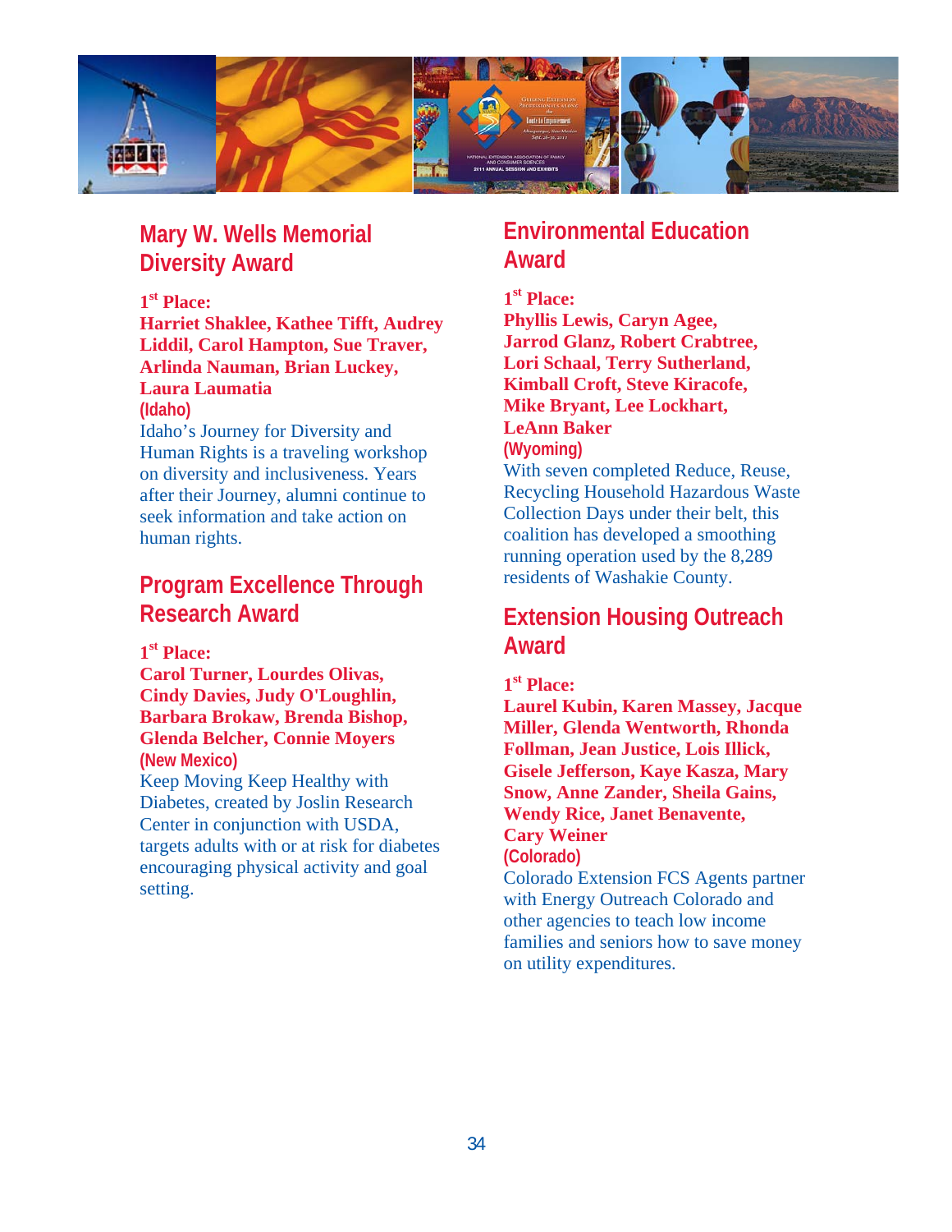## Mary W. Wells Memorial Diversity Award

**1st Place:**
**Harriet Shaklee, Kathee Tifft, Audrey Liddil, Carol Hampton, Sue Traver, Arlinda Nauman, Brian Luckey, Laura Laumatia**
**(Idaho)**
Idaho's Journey for Diversity and Human Rights is a traveling workshop on diversity and inclusiveness. Years after their Journey, alumni continue to seek information and take action on human rights.

## Program Excellence Through Research Award

**1st Place:**
**Carol Turner, Lourdes Olivas, Cindy Davies, Judy O'Loughlin, Barbara Brokaw, Brenda Bishop, Glenda Belcher, Connie Moyers**
**(New Mexico)**
Keep Moving Keep Healthy with Diabetes, created by Joslin Research Center in conjunction with USDA, targets adults with or at risk for diabetes encouraging physical activity and goal setting.

## Environmental Education Award

**1st Place:**
**Phyllis Lewis, Caryn Agee, Jarrod Glanz, Robert Crabtree, Lori Schaal, Terry Sutherland, Kimball Croft, Steve Kiracofe, Mike Bryant, Lee Lockhart, LeAnn Baker**
**(Wyoming)**
With seven completed Reduce, Reuse, Recycling Household Hazardous Waste Collection Days under their belt, this coalition has developed a smoothing running operation used by the 8,289 residents of Washakie County.

## Extension Housing Outreach Award

**1st Place:**
**Laurel Kubin, Karen Massey, Jacque Miller, Glenda Wentworth, Rhonda Follman, Jean Justice, Lois Illick, Gisele Jefferson, Kaye Kasza, Mary Snow, Anne Zander, Sheila Gains, Wendy Rice, Janet Benavente, Cary Weiner**
**(Colorado)**
Colorado Extension FCS Agents partner with Energy Outreach Colorado and other agencies to teach low income families and seniors how to save money on utility expenditures.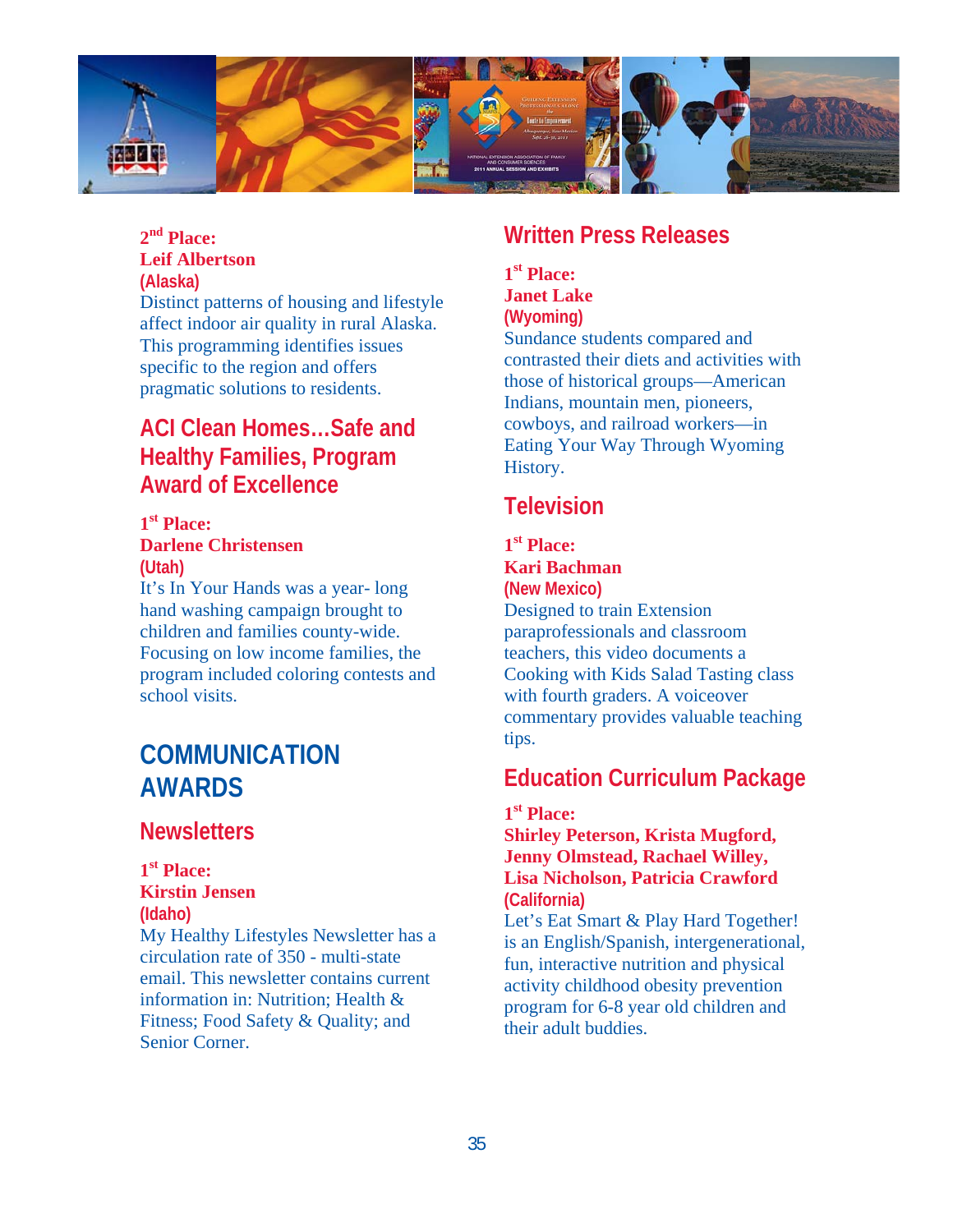2nd Place:
**Leif Albertson**
**(Alaska)**
Distinct patterns of housing and lifestyle affect indoor air quality in rural Alaska. This programming identifies issues specific to the region and offers pragmatic solutions to residents.

## ACI Clean Homes…Safe and Healthy Families, Program Award of Excellence

1st Place:
**Darlene Christensen**
**(Utah)**
It's In Your Hands was a year- long hand washing campaign brought to children and families county-wide. Focusing on low income families, the program included coloring contests and school visits.

# COMMUNICATION AWARDS

## Newsletters

1st Place:
**Kirstin Jensen**
**(Idaho)**
My Healthy Lifestyles Newsletter has a circulation rate of 350 - multi-state email. This newsletter contains current information in: Nutrition; Health & Fitness; Food Safety & Quality; and Senior Corner.

## Written Press Releases

1st Place:
**Janet Lake**
**(Wyoming)**
Sundance students compared and contrasted their diets and activities with those of historical groups—American Indians, mountain men, pioneers, cowboys, and railroad workers—in Eating Your Way Through Wyoming History.

## Television

1st Place:
**Kari Bachman**
**(New Mexico)**
Designed to train Extension paraprofessionals and classroom teachers, this video documents a Cooking with Kids Salad Tasting class with fourth graders. A voiceover commentary provides valuable teaching tips.

## Education Curriculum Package

1st Place:
**Shirley Peterson, Krista Mugford, Jenny Olmstead, Rachael Willey, Lisa Nicholson, Patricia Crawford**
**(California)**
Let's Eat Smart & Play Hard Together! is an English/Spanish, intergenerational, fun, interactive nutrition and physical activity childhood obesity prevention program for 6-8 year old children and their adult buddies.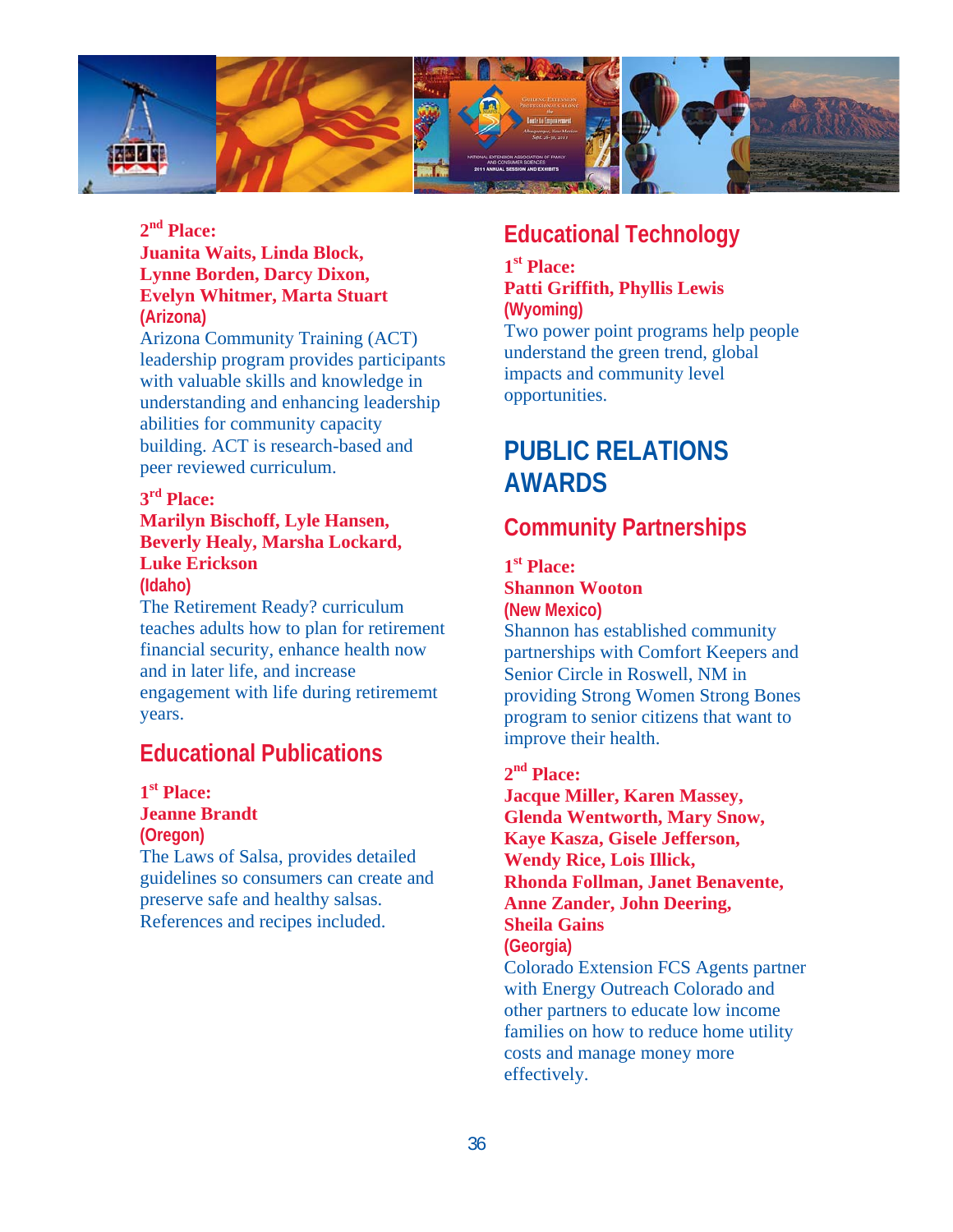**2nd Place:**
**Juanita Waits, Linda Block, Lynne Borden, Darcy Dixon, Evelyn Whitmer, Marta Stuart**
**(Arizona)**
Arizona Community Training (ACT) leadership program provides participants with valuable skills and knowledge in understanding and enhancing leadership abilities for community capacity building. ACT is research-based and peer reviewed curriculum.

**3rd Place:**
**Marilyn Bischoff, Lyle Hansen, Beverly Healy, Marsha Lockard, Luke Erickson**
**(Idaho)**
The Retirement Ready? curriculum teaches adults how to plan for retirement financial security, enhance health now and in later life, and increase engagement with life during retirememt years.

## Educational Publications

**1st Place:**
**Jeanne Brandt**
**(Oregon)**
The Laws of Salsa, provides detailed guidelines so consumers can create and preserve safe and healthy salsas. References and recipes included.

## Educational Technology

**1st Place:**
**Patti Griffith, Phyllis Lewis**
**(Wyoming)**
Two power point programs help people understand the green trend, global impacts and community level opportunities.

# PUBLIC RELATIONS AWARDS

## Community Partnerships

**1st Place:**
**Shannon Wooton**
**(New Mexico)**
Shannon has established community partnerships with Comfort Keepers and Senior Circle in Roswell, NM in providing Strong Women Strong Bones program to senior citizens that want to improve their health.

**2nd Place:**
**Jacque Miller, Karen Massey, Glenda Wentworth, Mary Snow, Kaye Kasza, Gisele Jefferson, Wendy Rice, Lois Illick, Rhonda Follman, Janet Benavente, Anne Zander, John Deering, Sheila Gains**
**(Georgia)**
Colorado Extension FCS Agents partner with Energy Outreach Colorado and other partners to educate low income families on how to reduce home utility costs and manage money more effectively.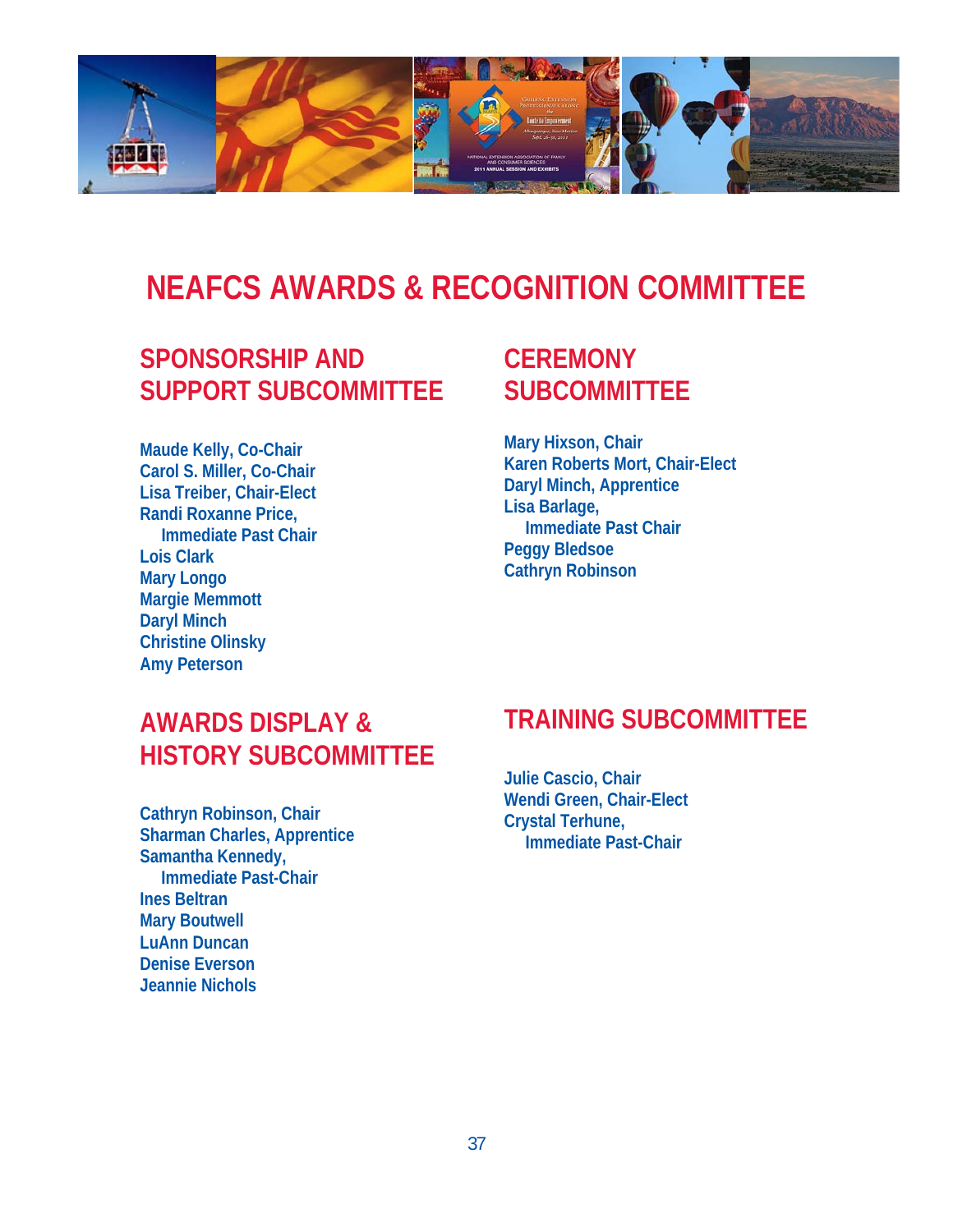# NEAFCS AWARDS & RECOGNITION COMMITTEE

## SPONSORSHIP AND SUPPORT SUBCOMMITTEE

**Maude Kelly, Co-Chair**
**Carol S. Miller, Co-Chair**
**Lisa Treiber, Chair-Elect**
**Randi Roxanne Price, Immediate Past Chair**
**Lois Clark**
**Mary Longo**
**Margie Memmott**
**Daryl Minch**
**Christine Olinsky**
**Amy Peterson**

## AWARDS DISPLAY & HISTORY SUBCOMMITTEE

**Cathryn Robinson, Chair**
**Sharman Charles, Apprentice**
**Samantha Kennedy, Immediate Past-Chair**
**Ines Beltran**
**Mary Boutwell**
**LuAnn Duncan**
**Denise Everson**
**Jeannie Nichols**

## CEREMONY SUBCOMMITTEE

**Mary Hixson, Chair**
**Karen Roberts Mort, Chair-Elect**
**Daryl Minch, Apprentice**
**Lisa Barlage, Immediate Past Chair**
**Peggy Bledsoe**
**Cathryn Robinson**

## TRAINING SUBCOMMITTEE

**Julie Cascio, Chair**
**Wendi Green, Chair-Elect**
**Crystal Terhune, Immediate Past-Chair**